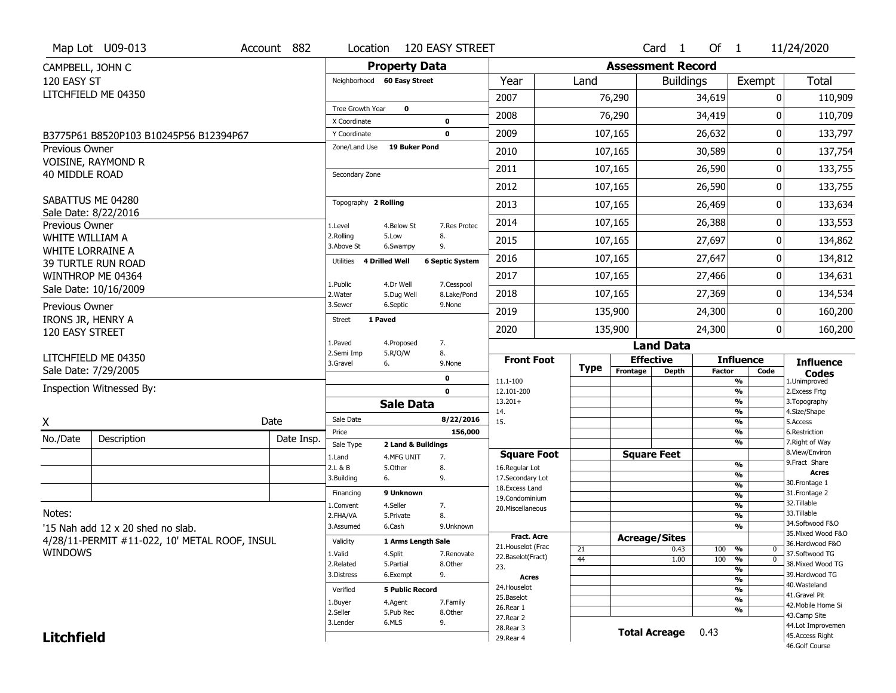Map Lot U09-013 | Account 882 | Location 120 EASY STREET | Card 1 Of 1 | 11/24/2020

CAMPBELL, JOHN C
120 EASY ST
LITCHFIELD ME 04350

B3775P61 B8520P103 B10245P56 B12394P67

Previous Owner
VOISINE, RAYMOND R
40 MIDDLE ROAD
SABATTUS ME 04280
Sale Date: 8/22/2016

Previous Owner
WHITE WILLIAM A
WHITE LORRAINE A
39 TURTLE RUN ROAD
WINTHROP ME 04364
Sale Date: 10/16/2009

Previous Owner
IRONS JR, HENRY A
120 EASY STREET
LITCHFIELD ME 04350
Sale Date: 7/29/2005

Inspection Witnessed By:

X ______ Date ______

| No./Date | Description | Date Insp. |
|---|---|---|
| | | |
| | | |
| | | |

Notes:
'15 Nah add 12 x 20 shed no slab.
4/28/11-PERMIT #11-022, 10' METAL ROOF, INSUL WINDOWS

## Property Data

Neighborhood: 60 Easy Street
Tree Growth Year: 0
X Coordinate: 0
Y Coordinate: 0
Zone/Land Use: 19 Buker Pond
Secondary Zone:

Topography: 2 Rolling
1.Level 4.Below St 7.Res Protec
2.Rolling 5.Low 8.
3.Above St 6.Swampy 9.

Utilities: 4 Drilled Well, 6 Septic System
1.Public 4.Dr Well 7.Cesspool
2.Water 5.Dug Well 8.Lake/Pond
3.Sewer 6.Septic 9.None

Street: 1 Paved
1.Paved 4.Proposed 7.
2.Semi Imp 5.R/O/W 8.
3.Gravel 6. 9.None

0
0

## Sale Data

Sale Date: 8/22/2016
Price: 156,000
Sale Type: 2 Land & Buildings
1.Land 4.MFG UNIT 7.
2.L & B 5.Other 8.
3.Building 6. 9.

Financing: 9 Unknown
1.Convent 4.Seller 7.
2.FHA/VA 5.Private 8.
3.Assumed 6.Cash 9.Unknown

Validity: 1 Arms Length Sale
1.Valid 4.Split 7.Renovate
2.Related 5.Partial 8.Other
3.Distress 6.Exempt 9.

Verified: 5 Public Record
1.Buyer 4.Agent 7.Family
2.Seller 5.Pub Rec 8.Other
3.Lender 6.MLS 9.

## Assessment Record

| Year | Land | Buildings | Exempt | Total |
|---|---|---|---|---|
| 2007 | 76,290 | 34,619 | 0 | 110,909 |
| 2008 | 76,290 | 34,419 | 0 | 110,709 |
| 2009 | 107,165 | 26,632 | 0 | 133,797 |
| 2010 | 107,165 | 30,589 | 0 | 137,754 |
| 2011 | 107,165 | 26,590 | 0 | 133,755 |
| 2012 | 107,165 | 26,590 | 0 | 133,755 |
| 2013 | 107,165 | 26,469 | 0 | 133,634 |
| 2014 | 107,165 | 26,388 | 0 | 133,553 |
| 2015 | 107,165 | 27,697 | 0 | 134,862 |
| 2016 | 107,165 | 27,647 | 0 | 134,812 |
| 2017 | 107,165 | 27,466 | 0 | 134,631 |
| 2018 | 107,165 | 27,369 | 0 | 134,534 |
| 2019 | 135,900 | 24,300 | 0 | 160,200 |
| 2020 | 135,900 | 24,300 | 0 | 160,200 |

## Land Data

| Front Foot | Type | Effective Frontage | Effective Depth | Influence Factor | Influence Code |
|---|---|---|---|---|---|
| 11.1-100 | | | | % | |
| 12.101-200 | | | | % | |
| 13.201+ | | | | % | |
| 14. | | | | % | |
| 15. | | | | % | |
| | | | | % | |

| Square Foot | Type | Square Feet | Influence Factor | Influence Code |
|---|---|---|---|---|
| 16.Regular Lot | | | % | |
| 17.Secondary Lot | | | % | |
| 18.Excess Land | | | % | |
| 19.Condominium | | | % | |
| 20.Miscellaneous | | | % | |
| | | | % | |
| | | | % | |

| Fract. Acre / Acres | Type | Acreage/Sites | Influence Factor | Influence Code |
|---|---|---|---|---|
| 21.Houselot (Frac | 21 | 0.43 | 100 % | 0 |
| 22.Baselot(Fract) | 44 | 1.00 | 100 % | 0 |
| 23. | | | % | |
| 24.Houselot | | | % | |
| 25.Baselot | | | % | |
| 26.Rear 1 | | | % | |
| 27.Rear 2 | | | % | |
| 28.Rear 3 | | | | |
| 29.Rear 4 | | | | |

Total Acreage: 0.43

**Influence Codes**
1.Unimproved
2.Excess Frtg
3.Topography
4.Size/Shape
5.Access
6.Restriction
7.Right of Way
8.View/Environ
9.Fract Share

**Acres**
30.Frontage 1
31.Frontage 2
32.Tillable
33.Tillable
34.Softwood F&O
35.Mixed Wood F&O
36.Hardwood F&O
37.Softwood TG
38.Mixed Wood TG
39.Hardwood TG
40.Wasteland
41.Gravel Pit
42.Mobile Home Si
43.Camp Site
44.Lot Improvemen
45.Access Right
46.Golf Course

**Litchfield**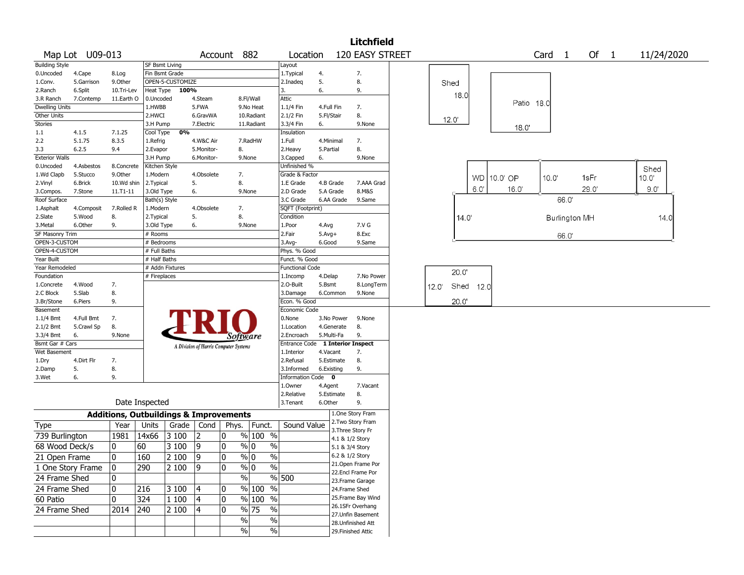# Litchfield

**Map Lot** U09-013 **Account** 882 **Location** 120 EASY STREET **Card** 1 **Of** 1 11/24/2020

| Building Style | | | SF Bsmt Living | | | Layout | | |
|---|---|---|---|---|---|---|---|---|
| 0.Uncoded | 4.Cape | 8.Log | Fin Bsmt Grade | | | 1.Typical | 4. | 7. |
| 1.Conv. | 5.Garrison | 9.Other | OPEN-5-CUSTOMIZE | | | 2.Inadeq | 5. | 8. |
| 2.Ranch | 6.Split | 10.Tri-Lev | Heat Type 100% | | | 3. | 6. | 9. |
| 3.R Ranch | 7.Contemp | 11.Earth O | 0.Uncoded | 4.Steam | 8.Fl/Wall | Attic | | |
| Dwelling Units | | | 1.HWBB | 5.FWA | 9.No Heat | 1.1/4 Fin | 4.Full Fin | 7. |
| Other Units | | | 2.HWCI | 6.GravWA | 10.Radiant | 2.1/2 Fin | 5.Fl/Stair | 8. |
| Stories | | | 3.H Pump | 7.Electric | 11.Radiant | 3.3/4 Fin | 6. | 9.None |
| 1.1 | 4.1.5 | 7.1.25 | Cool Type 0% | | | Insulation | | |
| 2.2 | 5.1.75 | 8.3.5 | 1.Refrig | 4.W&C Air | 7.RadHW | 1.Full | 4.Minimal | 7. |
| 3.3 | 6.2.5 | 9.4 | 2.Evapor | 5.Monitor- | 8. | 2.Heavy | 5.Partial | 8. |
| Exterior Walls | | | 3.H Pump | 6.Monitor- | 9.None | 3.Capped | 6. | 9.None |
| 0.Uncoded | 4.Asbestos | 8.Concrete | Kitchen Style | | | Unfinished % | | |
| 1.Wd Clapb | 5.Stucco | 9.Other | 1.Modern | 4.Obsolete | 7. | Grade & Factor | | |
| 2.Vinyl | 6.Brick | 10.Wd shin | 2.Typical | 5. | 8. | 1.E Grade | 4.B Grade | 7.AAA Grad |
| 3.Compos. | 7.Stone | 11.T1-11 | 3.Old Type | 6. | 9.None | 2.D Grade | 5.A Grade | 8.M&S |
| Roof Surface | | | Bath(s) Style | | | 3.C Grade | 6.AA Grade | 9.Same |
| 1.Asphalt | 4.Composit | 7.Rolled R | 1.Modern | 4.Obsolete | 7. | SQFT (Footprint) | | |
| 2.Slate | 5.Wood | 8. | 2.Typical | 5. | 8. | Condition | | |
| 3.Metal | 6.Other | 9. | 3.Old Type | 6. | 9.None | 1.Poor | 4.Avg | 7.V G |
| SF Masonry Trim | | | # Rooms | | | 2.Fair | 5.Avg+ | 8.Exc |
| OPEN-3-CUSTOM | | | # Bedrooms | | | 3.Avg- | 6.Good | 9.Same |
| OPEN-4-CUSTOM | | | # Full Baths | | | Phys. % Good | | |
| Year Built | | | # Half Baths | | | Funct. % Good | | |
| Year Remodeled | | | # Addn Fixtures | | | Functional Code | | |
| Foundation | | | # Fireplaces | | | 1.Incomp | 4.Delap | 7.No Power |
| 1.Concrete | 4.Wood | 7. | | | | 2.O-Built | 5.Bsmt | 8.LongTerm |
| 2.C Block | 5.Slab | 8. | | | | 3.Damage | 6.Common | 9.None |
| 3.Br/Stone | 6.Piers | 9. | | | | Econ. % Good | | |
| Basement | | | | | | Economic Code | | |
| 1.1/4 Bmt | 4.Full Bmt | 7. | | | | 0.None | 3.No Power | 9.None |
| 2.1/2 Bmt | 5.Crawl Sp | 8. | | | | 1.Location | 4.Generate | 8. |
| 3.3/4 Bmt | 6. | 9.None | | | | 2.Encroach | 5.Multi-Fa | 9. |
| Bsmt Gar # Cars | | | | | | Entrance Code 1 Interior Inspect | | |
| Wet Basement | | | | | | 1.Interior | 4.Vacant | 7. |
| 1.Dry | 4.Dirt Flr | 7. | | | | 2.Refusal | 5.Estimate | 8. |
| 2.Damp | 5. | 8. | | | | 3.Informed | 6.Existing | 9. |
| 3.Wet | 6. | 9. | | | | Information Code 0 | | |
| | | | | | | 1.Owner | 4.Agent | 7.Vacant |
| | | | | | | 2.Relative | 5.Estimate | 8. |
| | Date Inspected | | | | | 3.Tenant | 6.Other | 9. |

TRIO Software — A Division of Harris Computer Systems

## Additions, Outbuildings & Improvements

| Type | Year | Units | Grade | Cond | Phys. | Funct. | Sound Value |
|---|---|---|---|---|---|---|---|
| 739 Burlington | 1981 | 14x66 | 3 100 | 2 | 0 % | 100 % | |
| 68 Wood Deck/s | 0 | 60 | 3 100 | 9 | 0 % | 0 % | |
| 21 Open Frame | 0 | 160 | 2 100 | 9 | 0 % | 0 % | |
| 1 One Story Frame | 0 | 290 | 2 100 | 9 | 0 % | 0 % | |
| 24 Frame Shed | 0 | | | | % | % | 500 |
| 24 Frame Shed | 0 | 216 | 3 100 | 4 | 0 % | 100 % | |
| 60 Patio | 0 | 324 | 1 100 | 4 | 0 % | 100 % | |
| 24 Frame Shed | 2014 | 240 | 2 100 | 4 | 0 % | 75 % | |
| | | | | | % | % | |
| | | | | | % | % | |

1.One Story Fram
2.Two Story Fram
3.Three Story Fr
4.1 & 1/2 Story
5.1 & 3/4 Story
6.2 & 1/2 Story
21.Open Frame Por
22.Encl Frame Por
23.Frame Garage
24.Frame Shed
25.Frame Bay Wind
26.1SFr Overhang
27.Unfin Basement
28.Unfinished Att
29.Finished Attic

Sketch labels: Shed 18.0' x 12.0'; Patio 18.0' x 18.0'; WD 6.0'; 10.0' OP 16.0'; 1sFr 10.0' x 29.0'; Shed 10.0' x 9.0'; Burlington MH 66.0' x 14.0'; Shed 20.0' x 12.0'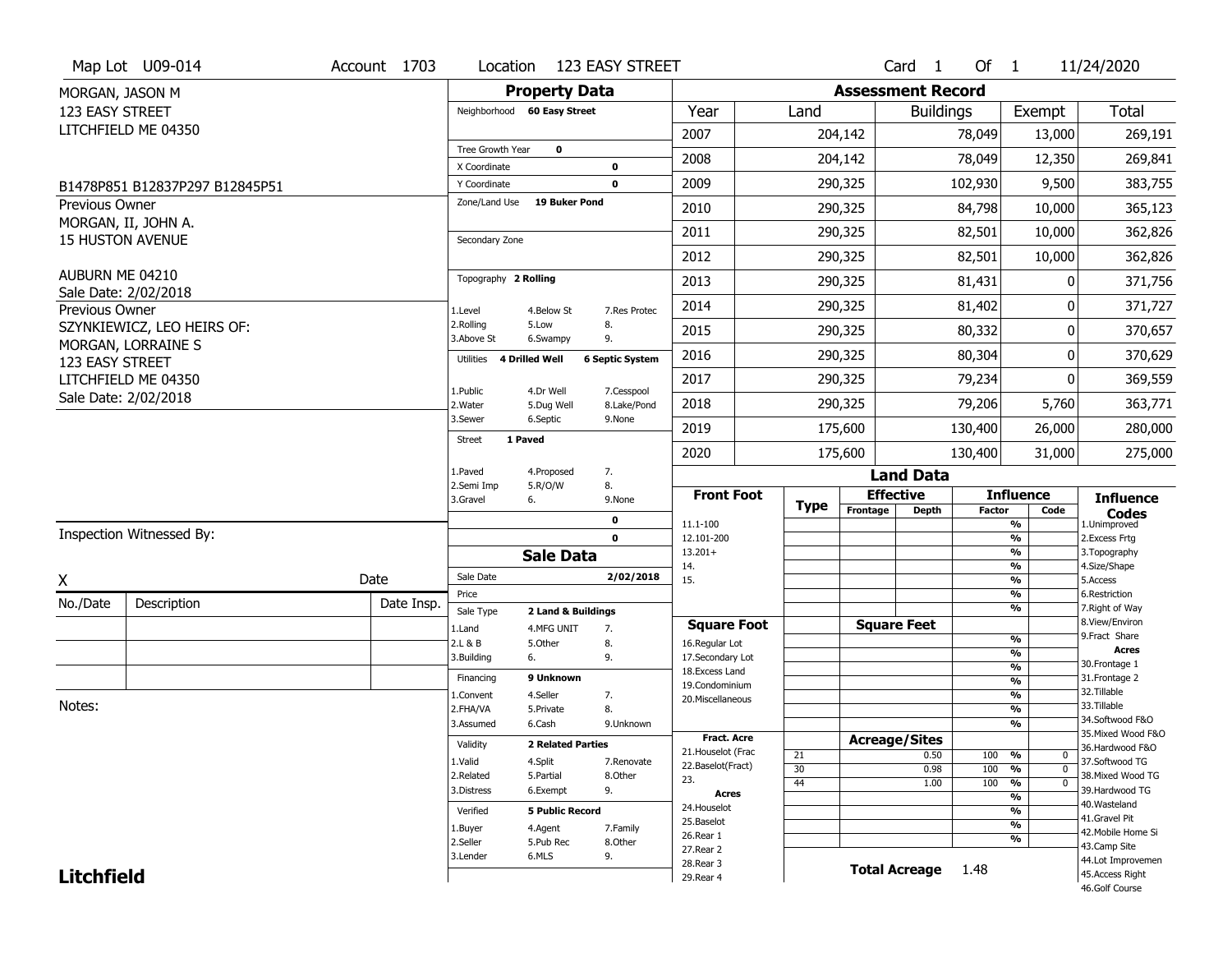Map Lot U09-014 | Account 1703 | Location 123 EASY STREET | Card 1 Of 1 | 11/24/2020

MORGAN, JASON M
123 EASY STREET
LITCHFIELD ME 04350

B1478P851 B12837P297 B12845P51

Previous Owner
MORGAN, II, JOHN A.
15 HUSTON AVENUE

AUBURN ME 04210
Sale Date: 2/02/2018

Previous Owner
SZYNKIEWICZ, LEO HEIRS OF:
MORGAN, LORRAINE S
123 EASY STREET
LITCHFIELD ME 04350
Sale Date: 2/02/2018

## Property Data

Neighborhood **60 Easy Street**

Tree Growth Year **0**
X Coordinate **0**
Y Coordinate **0**
Zone/Land Use **19 Buker Pond**

Secondary Zone

Topography **2 Rolling**

| | | |
|---|---|---|
| 1.Level | 4.Below St | 7.Res Protec |
| 2.Rolling | 5.Low | 8. |
| 3.Above St | 6.Swampy | 9. |

Utilities **4 Drilled Well** **6 Septic System**

| | | |
|---|---|---|
| 1.Public | 4.Dr Well | 7.Cesspool |
| 2.Water | 5.Dug Well | 8.Lake/Pond |
| 3.Sewer | 6.Septic | 9.None |

Street **1 Paved**

| | | |
|---|---|---|
| 1.Paved | 4.Proposed | 7. |
| 2.Semi Imp | 5.R/O/W | 8. |
| 3.Gravel | 6. | 9.None |

0
0

## Sale Data

Sale Date **2/02/2018**
Price
Sale Type **2 Land & Buildings**

| | | |
|---|---|---|
| 1.Land | 4.MFG UNIT | 7. |
| 2.L & B | 5.Other | 8. |
| 3.Building | 6. | 9. |

Financing **9 Unknown**

| | | |
|---|---|---|
| 1.Convent | 4.Seller | 7. |
| 2.FHA/VA | 5.Private | 8. |
| 3.Assumed | 6.Cash | 9.Unknown |

Validity **2 Related Parties**

| | | |
|---|---|---|
| 1.Valid | 4.Split | 7.Renovate |
| 2.Related | 5.Partial | 8.Other |
| 3.Distress | 6.Exempt | 9. |

Verified **5 Public Record**

| | | |
|---|---|---|
| 1.Buyer | 4.Agent | 7.Family |
| 2.Seller | 5.Pub Rec | 8.Other |
| 3.Lender | 6.MLS | 9. |

## Assessment Record

| Year | Land | Buildings | Exempt | Total |
|---|---|---|---|---|
| 2007 | 204,142 | 78,049 | 13,000 | 269,191 |
| 2008 | 204,142 | 78,049 | 12,350 | 269,841 |
| 2009 | 290,325 | 102,930 | 9,500 | 383,755 |
| 2010 | 290,325 | 84,798 | 10,000 | 365,123 |
| 2011 | 290,325 | 82,501 | 10,000 | 362,826 |
| 2012 | 290,325 | 82,501 | 10,000 | 362,826 |
| 2013 | 290,325 | 81,431 | 0 | 371,756 |
| 2014 | 290,325 | 81,402 | 0 | 371,727 |
| 2015 | 290,325 | 80,332 | 0 | 370,657 |
| 2016 | 290,325 | 80,304 | 0 | 370,629 |
| 2017 | 290,325 | 79,234 | 0 | 369,559 |
| 2018 | 290,325 | 79,206 | 5,760 | 363,771 |
| 2019 | 175,600 | 130,400 | 26,000 | 280,000 |
| 2020 | 175,600 | 130,400 | 31,000 | 275,000 |

## Land Data

| Front Foot | Type | Effective Frontage | Effective Depth | Influence Factor | Influence Code |
|---|---|---|---|---|---|
| 11.1-100 | | | | % | |
| 12.101-200 | | | | % | |
| 13.201+ | | | | % | |
| 14. | | | | % | |
| 15. | | | | % | |
| | | | | % | |
| | | | | % | |
| **Square Foot** | | **Square Feet** | | | |
| 16.Regular Lot | | | | % | |
| 17.Secondary Lot | | | | % | |
| 18.Excess Land | | | | % | |
| 19.Condominium | | | | % | |
| 20.Miscellaneous | | | | % | |
| | | | | % | |
| | | | | % | |
| **Fract. Acre** | | **Acreage/Sites** | | | |
| 21.Houselot (Frac | 21 | | 0.50 | 100 % | 0 |
| 22.Baselot(Fract) | 30 | | 0.98 | 100 % | 0 |
| 23. | 44 | | 1.00 | 100 % | 0 |
| **Acres** | | | | % | |
| 24.Houselot | | | | % | |
| 25.Baselot | | | | % | |
| 26.Rear 1 | | | | % | |
| 27.Rear 2 | | | | | |
| 28.Rear 3 | | | | | |
| 29.Rear 4 | | | | | |

**Total Acreage** 1.48

**Influence Codes**
1.Unimproved
2.Excess Frtg
3.Topography
4.Size/Shape
5.Access
6.Restriction
7.Right of Way
8.View/Environ
9.Fract Share

**Acres**
30.Frontage 1
31.Frontage 2
32.Tillable
33.Tillable
34.Softwood F&O
35.Mixed Wood F&O
36.Hardwood F&O
37.Softwood TG
38.Mixed Wood TG
39.Hardwood TG
40.Wasteland
41.Gravel Pit
42.Mobile Home Si
43.Camp Site
44.Lot Improvemen
45.Access Right
46.Golf Course

Inspection Witnessed By:

X ______________________ Date

| No./Date | Description | Date Insp. |
|---|---|---|
| | | |
| | | |
| | | |

Notes:

**Litchfield**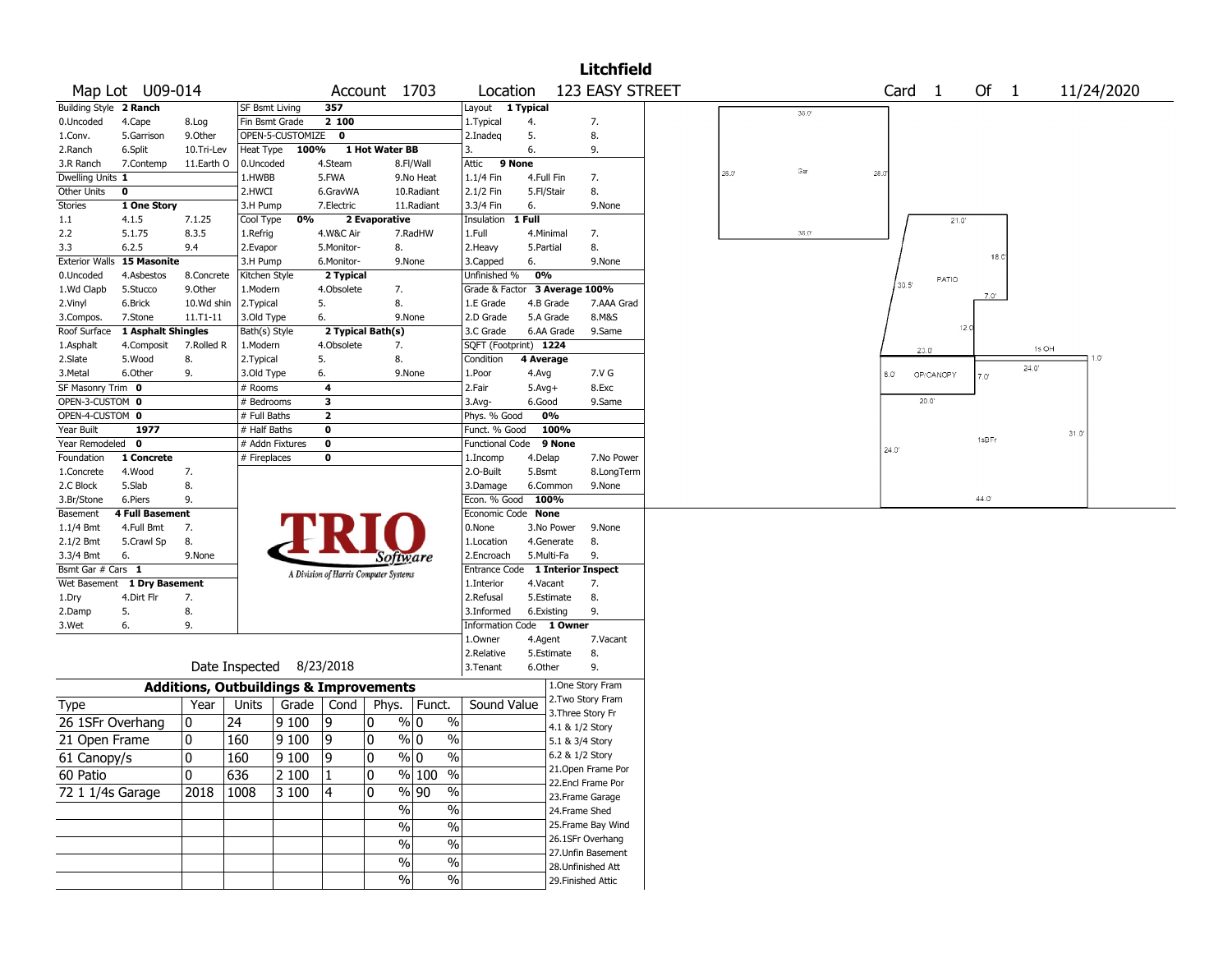# Litchfield

**Map Lot** U09-014 **Account** 1703 **Location** 123 EASY STREET **Card** 1 **Of** 1 11/24/2020

| Building Style | 2 Ranch | | SF Bsmt Living | 357 | | Layout | 1 Typical | |
|---|---|---|---|---|---|---|---|---|
| 0.Uncoded | 4.Cape | 8.Log | Fin Bsmt Grade | 2 100 | | 1.Typical | 4. | 7. |
| 1.Conv. | 5.Garrison | 9.Other | OPEN-5-CUSTOMIZE | 0 | | 2.Inadeq | 5. | 8. |
| 2.Ranch | 6.Split | 10.Tri-Lev | Heat Type 100% | 1 Hot Water BB | | 3. | 6. | 9. |
| 3.R Ranch | 7.Contemp | 11.Earth O | 0.Uncoded | 4.Steam | 8.Fl/Wall | Attic | 9 None | |
| Dwelling Units | 1 | | 1.HWBB | 5.FWA | 9.No Heat | 1.1/4 Fin | 4.Full Fin | 7. |
| Other Units | 0 | | 2.HWCI | 6.GravWA | 10.Radiant | 2.1/2 Fin | 5.Fl/Stair | 8. |
| Stories | 1 One Story | | 3.H Pump | 7.Electric | 11.Radiant | 3.3/4 Fin | 6. | 9.None |
| 1.1 | 4.1.5 | 7.1.25 | Cool Type 0% | 2 Evaporative | | Insulation | 1 Full | |
| 2.2 | 5.1.75 | 8.3.5 | 1.Refrig | 4.W&C Air | 7.RadHW | 1.Full | 4.Minimal | 7. |
| 3.3 | 6.2.5 | 9.4 | 2.Evapor | 5.Monitor- | 8. | 2.Heavy | 5.Partial | 8. |
| Exterior Walls | 15 Masonite | | 3.H Pump | 6.Monitor- | 9.None | 3.Capped | 6. | 9.None |
| 0.Uncoded | 4.Asbestos | 8.Concrete | Kitchen Style | 2 Typical | | Unfinished % | 0% | |
| 1.Wd Clapb | 5.Stucco | 9.Other | 1.Modern | 4.Obsolete | 7. | Grade & Factor | 3 Average 100% | |
| 2.Vinyl | 6.Brick | 10.Wd shin | 2.Typical | 5. | 8. | 1.E Grade | 4.B Grade | 7.AAA Grad |
| 3.Compos. | 7.Stone | 11.T1-11 | 3.Old Type | 6. | 9.None | 2.D Grade | 5.A Grade | 8.M&S |
| Roof Surface | 1 Asphalt Shingles | | Bath(s) Style | 2 Typical Bath(s) | | 3.C Grade | 6.AA Grade | 9.Same |
| 1.Asphalt | 4.Composit | 7.Rolled R | 1.Modern | 4.Obsolete | 7. | SQFT (Footprint) | 1224 | |
| 2.Slate | 5.Wood | 8. | 2.Typical | 5. | 8. | Condition | 4 Average | |
| 3.Metal | 6.Other | 9. | 3.Old Type | 6. | 9.None | 1.Poor | 4.Avg | 7.V G |
| SF Masonry Trim | 0 | | # Rooms | 4 | | 2.Fair | 5.Avg+ | 8.Exc |
| OPEN-3-CUSTOM | 0 | | # Bedrooms | 3 | | 3.Avg- | 6.Good | 9.Same |
| OPEN-4-CUSTOM | 0 | | # Full Baths | 2 | | Phys. % Good | 0% | |
| Year Built | 1977 | | # Half Baths | 0 | | Funct. % Good | 100% | |
| Year Remodeled | 0 | | # Addn Fixtures | 0 | | Functional Code | 9 None | |
| Foundation | 1 Concrete | | # Fireplaces | 0 | | 1.Incomp | 4.Delap | 7.No Power |
| 1.Concrete | 4.Wood | 7. | | | | 2.O-Built | 5.Bsmt | 8.LongTerm |
| 2.C Block | 5.Slab | 8. | | | | 3.Damage | 6.Common | 9.None |
| 3.Br/Stone | 6.Piers | 9. | | | | Econ. % Good | 100% | |
| Basement | 4 Full Basement | | | | | Economic Code | None | |
| 1.1/4 Bmt | 4.Full Bmt | 7. | | | | 0.None | 3.No Power | 9.None |
| 2.1/2 Bmt | 5.Crawl Sp | 8. | | | | 1.Location | 4.Generate | 8. |
| 3.3/4 Bmt | 6. | 9.None | | | | 2.Encroach | 5.Multi-Fa | 9. |
| Bsmt Gar # Cars | 1 | | | | | Entrance Code | 1 Interior Inspect | |
| Wet Basement | 1 Dry Basement | | | | | 1.Interior | 4.Vacant | 7. |
| 1.Dry | 4.Dirt Flr | 7. | | | | 2.Refusal | 5.Estimate | 8. |
| 2.Damp | 5. | 8. | | | | 3.Informed | 6.Existing | 9. |
| 3.Wet | 6. | 9. | | | | Information Code | 1 Owner | |
| | | | | | | 1.Owner | 4.Agent | 7.Vacant |
| | | | | | | 2.Relative | 5.Estimate | 8. |
| Date Inspected | 8/23/2018 | | | | | 3.Tenant | 6.Other | 9. |

TRIO Software — A Division of Harris Computer Systems

## Additions, Outbuildings & Improvements

| Type | Year | Units | Grade | Cond | Phys. | Funct. | Sound Value |
|---|---|---|---|---|---|---|---|
| 26 1SFr Overhang | 0 | 24 | 9 100 | 9 | 0 % | 0 % | |
| 21 Open Frame | 0 | 160 | 9 100 | 9 | 0 % | 0 % | |
| 61 Canopy/s | 0 | 160 | 9 100 | 9 | 0 % | 0 % | |
| 60 Patio | 0 | 636 | 2 100 | 1 | 0 % | 100 % | |
| 72 1 1/4s Garage | 2018 | 1008 | 3 100 | 4 | 0 % | 90 % | |
| | | | | | % | % | |
| | | | | | % | % | |
| | | | | | % | % | |
| | | | | | % | % | |
| | | | | | % | % | |

1.One Story Fram
2.Two Story Fram
3.Three Story Fr
4.1 & 1/2 Story
5.1 & 3/4 Story
6.2 & 1/2 Story
21.Open Frame Por
22.Encl Frame Por
23.Frame Garage
24.Frame Shed
25.Frame Bay Wind
26.1SFr Overhang
27.Unfin Basement
28.Unfinished Att
29.Finished Attic

Sketch labels: Gar 36.0' × 28.0'; PATIO 21.0', 18.0', 30.5', 7.0', 12.0'; OP/CANOPY 20.0' × 8.0', 7.0'; 1s OH 24.0', 1.0'; 1sBFr 44.0' × 24.0', 31.0'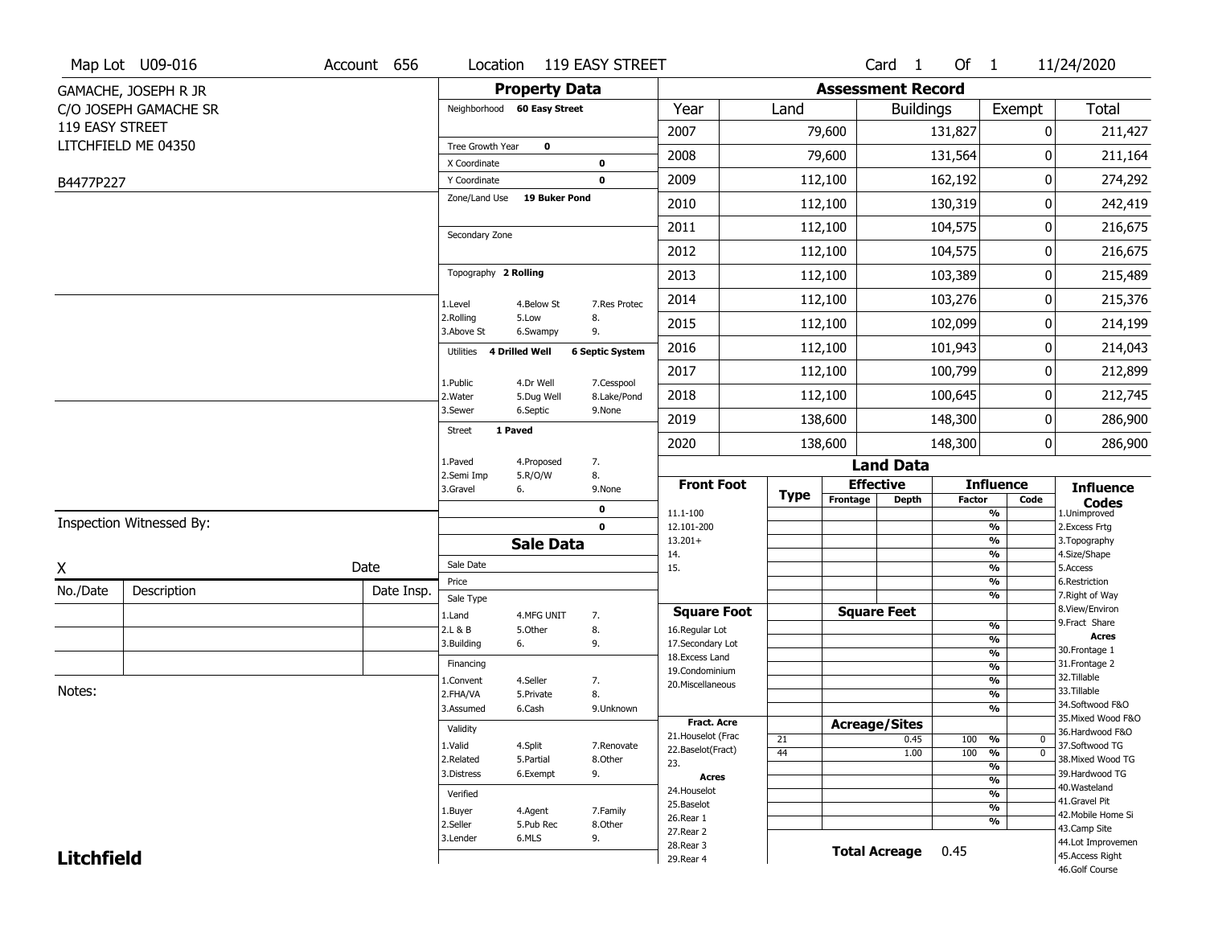Map Lot U09-016 | Account 656 | Location 119 EASY STREET | Card 1 Of 1 | 11/24/2020

GAMACHE, JOSEPH R JR
C/O JOSEPH GAMACHE SR
119 EASY STREET
LITCHFIELD ME 04350

B4477P227

## Property Data

Neighborhood **60 Easy Street**

Tree Growth Year **0**
X Coordinate **0**
Y Coordinate **0**
Zone/Land Use **19 Buker Pond**

Secondary Zone

Topography **2 Rolling**

| | | |
|---|---|---|
| 1.Level | 4.Below St | 7.Res Protec |
| 2.Rolling | 5.Low | 8. |
| 3.Above St | 6.Swampy | 9. |

Utilities **4 Drilled Well** **6 Septic System**

| | | |
|---|---|---|
| 1.Public | 4.Dr Well | 7.Cesspool |
| 2.Water | 5.Dug Well | 8.Lake/Pond |
| 3.Sewer | 6.Septic | 9.None |

Street **1 Paved**

| | | |
|---|---|---|
| 1.Paved | 4.Proposed | 7. |
| 2.Semi Imp | 5.R/O/W | 8. |
| 3.Gravel | 6. | 9.None |

0
0

## Sale Data

Sale Date
Price
Sale Type

| | | |
|---|---|---|
| 1.Land | 4.MFG UNIT | 7. |
| 2.L & B | 5.Other | 8. |
| 3.Building | 6. | 9. |

Financing

| | | |
|---|---|---|
| 1.Convent | 4.Seller | 7. |
| 2.FHA/VA | 5.Private | 8. |
| 3.Assumed | 6.Cash | 9.Unknown |

Validity

| | | |
|---|---|---|
| 1.Valid | 4.Split | 7.Renovate |
| 2.Related | 5.Partial | 8.Other |
| 3.Distress | 6.Exempt | 9. |

Verified

| | | |
|---|---|---|
| 1.Buyer | 4.Agent | 7.Family |
| 2.Seller | 5.Pub Rec | 8.Other |
| 3.Lender | 6.MLS | 9. |

## Assessment Record

| Year | Land | Buildings | Exempt | Total |
|---|---|---|---|---|
| 2007 | 79,600 | 131,827 | 0 | 211,427 |
| 2008 | 79,600 | 131,564 | 0 | 211,164 |
| 2009 | 112,100 | 162,192 | 0 | 274,292 |
| 2010 | 112,100 | 130,319 | 0 | 242,419 |
| 2011 | 112,100 | 104,575 | 0 | 216,675 |
| 2012 | 112,100 | 104,575 | 0 | 216,675 |
| 2013 | 112,100 | 103,389 | 0 | 215,489 |
| 2014 | 112,100 | 103,276 | 0 | 215,376 |
| 2015 | 112,100 | 102,099 | 0 | 214,199 |
| 2016 | 112,100 | 101,943 | 0 | 214,043 |
| 2017 | 112,100 | 100,799 | 0 | 212,899 |
| 2018 | 112,100 | 100,645 | 0 | 212,745 |
| 2019 | 138,600 | 148,300 | 0 | 286,900 |
| 2020 | 138,600 | 148,300 | 0 | 286,900 |

## Land Data

| Front Foot | Type | Effective Frontage | Effective Depth | Influence Factor | Influence Code |
|---|---|---|---|---|---|
| 11.1-100 | | | | % | |
| 12.101-200 | | | | % | |
| 13.201+ | | | | % | |
| 14. | | | | % | |
| 15. | | | | % | |

| Square Foot | Square Feet | Influence Factor | Code |
|---|---|---|---|
| 16.Regular Lot | | % | |
| 17.Secondary Lot | | % | |
| 18.Excess Land | | % | |
| 19.Condominium | | % | |
| 20.Miscellaneous | | % | |

| Fract. Acre | Type | Acreage/Sites | Influence Factor | Code |
|---|---|---|---|---|
| 21.Houselot (Frac | 21 | 0.45 | 100 % | 0 |
| 22.Baselot(Fract) | 44 | 1.00 | 100 % | 0 |
| 23. | | | % | |
| **Acres** | | | % | |
| 24.Houselot | | | % | |
| 25.Baselot | | | % | |
| 26.Rear 1 | | | % | |
| 27.Rear 2 | | | | |
| 28.Rear 3 | | | | |
| 29.Rear 4 | | | | |

**Total Acreage** 0.45

**Influence Codes**
1.Unimproved
2.Excess Frtg
3.Topography
4.Size/Shape
5.Access
6.Restriction
7.Right of Way
8.View/Environ
9.Fract Share

**Acres**
30.Frontage 1
31.Frontage 2
32.Tillable
33.Tillable
34.Softwood F&O
35.Mixed Wood F&O
36.Hardwood F&O
37.Softwood TG
38.Mixed Wood TG
39.Hardwood TG
40.Wasteland
41.Gravel Pit
42.Mobile Home Si
43.Camp Site
44.Lot Improvemen
45.Access Right
46.Golf Course

Inspection Witnessed By:

X ______ Date ______

| No./Date | Description | Date Insp. |
|---|---|---|
| | | |
| | | |
| | | |

Notes:

**Litchfield**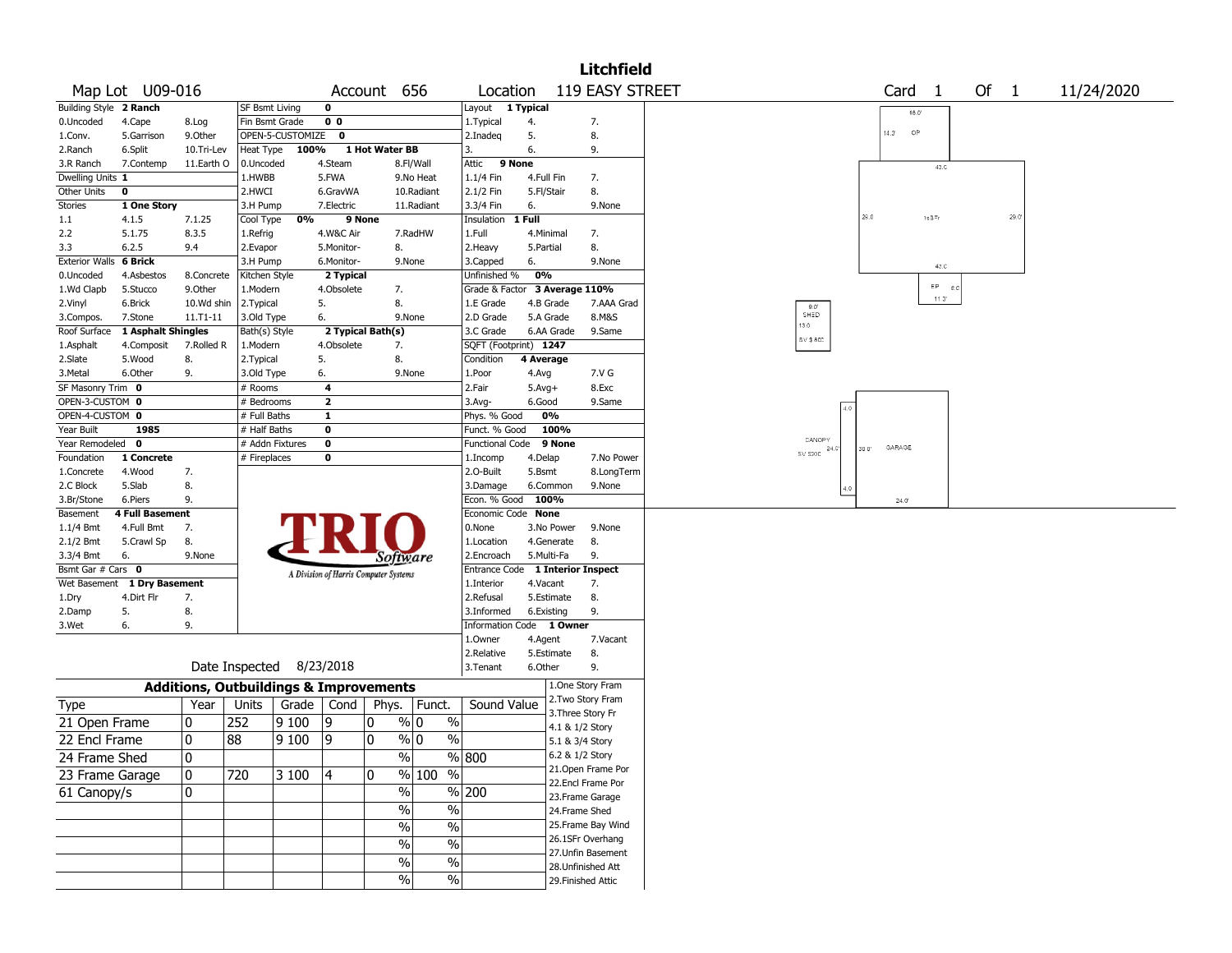# Litchfield

**Map Lot** U09-016 **Account** 656 **Location** 119 EASY STREET **Card** 1 **Of** 1 11/24/2020

| Building Style | 2 Ranch | | SF Bsmt Living | 0 | | Layout | 1 Typical | |
|---|---|---|---|---|---|---|---|---|
| 0.Uncoded | 4.Cape | 8.Log | Fin Bsmt Grade | 0 0 | | 1.Typical | 4. | 7. |
| 1.Conv. | 5.Garrison | 9.Other | OPEN-5-CUSTOMIZE | 0 | | 2.Inadeq | 5. | 8. |
| 2.Ranch | 6.Split | 10.Tri-Lev | Heat Type 100% | 1 Hot Water BB | | 3. | 6. | 9. |
| 3.R Ranch | 7.Contemp | 11.Earth O | 0.Uncoded | 4.Steam | 8.Fl/Wall | Attic | 9 None | |
| Dwelling Units | 1 | | 1.HWBB | 5.FWA | 9.No Heat | 1.1/4 Fin | 4.Full Fin | 7. |
| Other Units | 0 | | 2.HWCI | 6.GravWA | 10.Radiant | 2.1/2 Fin | 5.Fl/Stair | 8. |
| Stories | 1 One Story | | 3.H Pump | 7.Electric | 11.Radiant | 3.3/4 Fin | 6. | 9.None |
| 1.1 | 4.1.5 | 7.1.25 | Cool Type 0% | 9 None | | Insulation | 1 Full | |
| 2.2 | 5.1.75 | 8.3.5 | 1.Refrig | 4.W&C Air | 7.RadHW | 1.Full | 4.Minimal | 7. |
| 3.3 | 6.2.5 | 9.4 | 2.Evapor | 5.Monitor- | 8. | 2.Heavy | 5.Partial | 8. |
| Exterior Walls | 6 Brick | | 3.H Pump | 6.Monitor- | 9.None | 3.Capped | 6. | 9.None |
| 0.Uncoded | 4.Asbestos | 8.Concrete | Kitchen Style | 2 Typical | | Unfinished % | 0% | |
| 1.Wd Clapb | 5.Stucco | 9.Other | 1.Modern | 4.Obsolete | 7. | Grade & Factor | 3 Average 110% | |
| 2.Vinyl | 6.Brick | 10.Wd shin | 2.Typical | 5. | 8. | 1.E Grade | 4.B Grade | 7.AAA Grad |
| 3.Compos. | 7.Stone | 11.T1-11 | 3.Old Type | 6. | 9.None | 2.D Grade | 5.A Grade | 8.M&S |
| Roof Surface | 1 Asphalt Shingles | | Bath(s) Style | 2 Typical Bath(s) | | 3.C Grade | 6.AA Grade | 9.Same |
| 1.Asphalt | 4.Composit | 7.Rolled R | 1.Modern | 4.Obsolete | 7. | SQFT (Footprint) | 1247 | |
| 2.Slate | 5.Wood | 8. | 2.Typical | 5. | 8. | Condition | 4 Average | |
| 3.Metal | 6.Other | 9. | 3.Old Type | 6. | 9.None | 1.Poor | 4.Avg | 7.V G |
| SF Masonry Trim | 0 | | # Rooms | 4 | | 2.Fair | 5.Avg+ | 8.Exc |
| OPEN-3-CUSTOM | 0 | | # Bedrooms | 2 | | 3.Avg- | 6.Good | 9.Same |
| OPEN-4-CUSTOM | 0 | | # Full Baths | 1 | | Phys. % Good | 0% | |
| Year Built | 1985 | | # Half Baths | 0 | | Funct. % Good | 100% | |
| Year Remodeled | 0 | | # Addn Fixtures | 0 | | Functional Code | 9 None | |
| Foundation | 1 Concrete | | # Fireplaces | 0 | | 1.Incomp | 4.Delap | 7.No Power |
| 1.Concrete | 4.Wood | 7. | | | | 2.O-Built | 5.Bsmt | 8.LongTerm |
| 2.C Block | 5.Slab | 8. | | | | 3.Damage | 6.Common | 9.None |
| 3.Br/Stone | 6.Piers | 9. | | | | Econ. % Good | 100% | |
| Basement | 4 Full Basement | | | | | Economic Code | None | |
| 1.1/4 Bmt | 4.Full Bmt | 7. | | | | 0.None | 3.No Power | 9.None |
| 2.1/2 Bmt | 5.Crawl Sp | 8. | | | | 1.Location | 4.Generate | 8. |
| 3.3/4 Bmt | 6. | 9.None | | | | 2.Encroach | 5.Multi-Fa | 9. |
| Bsmt Gar # Cars | 0 | | | | | Entrance Code | 1 Interior Inspect | |
| Wet Basement | 1 Dry Basement | | | | | 1.Interior | 4.Vacant | 7. |
| 1.Dry | 4.Dirt Flr | 7. | | | | 2.Refusal | 5.Estimate | 8. |
| 2.Damp | 5. | 8. | | | | 3.Informed | 6.Existing | 9. |
| 3.Wet | 6. | 9. | | | | Information Code | 1 Owner | |
| | | | | | | 1.Owner | 4.Agent | 7.Vacant |
| | | | | | | 2.Relative | 5.Estimate | 8. |
| | | | Date Inspected | 8/23/2018 | | 3.Tenant | 6.Other | 9. |

TRIO Software — A Division of Harris Computer Systems

## Additions, Outbuildings & Improvements

| Type | Year | Units | Grade | Cond | Phys. | Funct. | Sound Value |
|---|---|---|---|---|---|---|---|
| 21 Open Frame | 0 | 252 | 9 100 | 9 | 0 % | 0 % | |
| 22 Encl Frame | 0 | 88 | 9 100 | 9 | 0 % | 0 % | |
| 24 Frame Shed | 0 | | | | % | % | 800 |
| 23 Frame Garage | 0 | 720 | 3 100 | 4 | 0 % | 100 % | |
| 61 Canopy/s | 0 | | | | % | % | 200 |
| | | | | | % | % | |
| | | | | | % | % | |
| | | | | | % | % | |
| | | | | | % | % | |
| | | | | | % | % | |

1.One Story Fram
2.Two Story Fram
3.Three Story Fr
4.1 & 1/2 Story
5.1 & 3/4 Story
6.2 & 1/2 Story
21.Open Frame Por
22.Encl Frame Por
23.Frame Garage
24.Frame Shed
25.Frame Bay Wind
26.1SFr Overhang
27.Unfin Basement
28.Unfinished Att
29.Finished Attic

Sketch labels: 16.0' 14.0' OP; 43.0' 29.0' 1sBFr 29.0' 43.0'; EP 8.0 11.0'; 8.0' SHED 13.0 SV $800; CANOPY 24.0' SV $200 4.0 4.0; 30.0' GARAGE 24.0'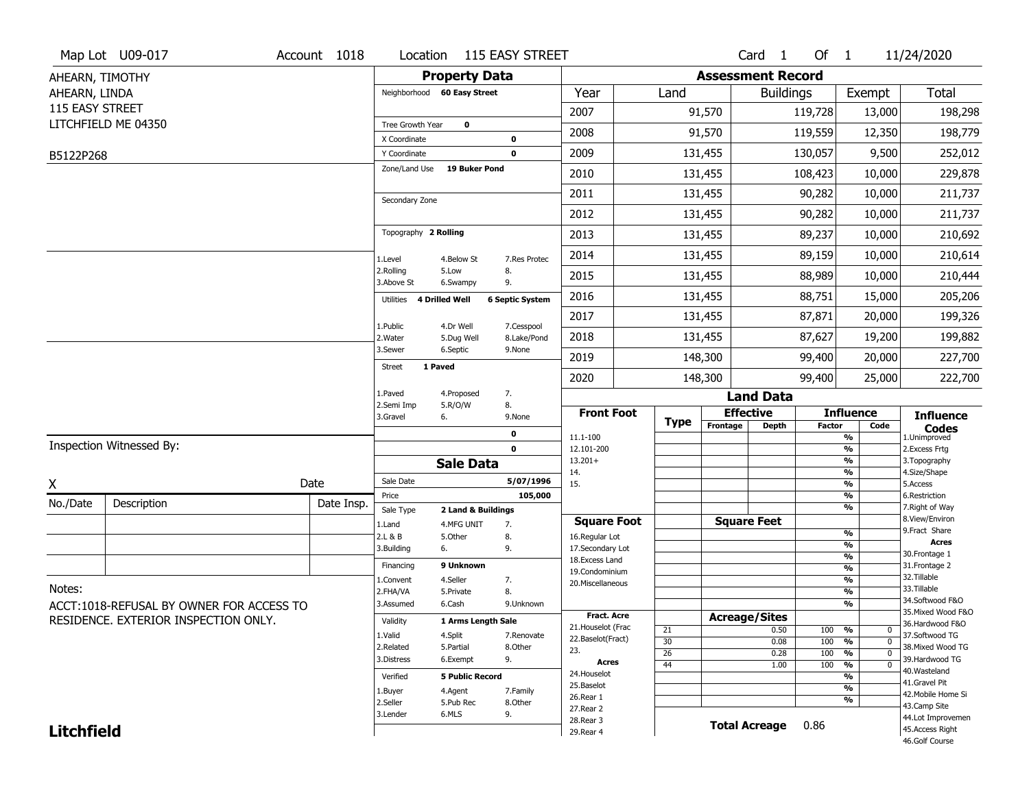Map Lot U09-017 | Account 1018 | Location 115 EASY STREET | Card 1 Of 1 | 11/24/2020

AHEARN, TIMOTHY
AHEARN, LINDA
115 EASY STREET
LITCHFIELD ME 04350

B5122P268

## Property Data

Neighborhood **60 Easy Street**

Tree Growth Year **0**
X Coordinate **0**
Y Coordinate **0**
Zone/Land Use **19 Buker Pond**

Secondary Zone

Topography **2 Rolling**

1.Level 4.Below St 7.Res Protec
2.Rolling 5.Low 8.
3.Above St 6.Swampy 9.

Utilities **4 Drilled Well** **6 Septic System**

1.Public 4.Dr Well 7.Cesspool
2.Water 5.Dug Well 8.Lake/Pond
3.Sewer 6.Septic 9.None

Street **1 Paved**

1.Paved 4.Proposed 7.
2.Semi Imp 5.R/O/W 8.
3.Gravel 6. 9.None

0
0

## Sale Data

Sale Date **5/07/1996**
Price **105,000**
Sale Type **2 Land & Buildings**

1.Land 4.MFG UNIT 7.
2.L & B 5.Other 8.
3.Building 6. 9.

Financing **9 Unknown**

1.Convent 4.Seller 7.
2.FHA/VA 5.Private 8.
3.Assumed 6.Cash 9.Unknown

Validity **1 Arms Length Sale**

1.Valid 4.Split 7.Renovate
2.Related 5.Partial 8.Other
3.Distress 6.Exempt 9.

Verified **5 Public Record**

1.Buyer 4.Agent 7.Family
2.Seller 5.Pub Rec 8.Other
3.Lender 6.MLS 9.

## Assessment Record

| Year | Land | Buildings | Exempt | Total |
|---|---|---|---|---|
| 2007 | 91,570 | 119,728 | 13,000 | 198,298 |
| 2008 | 91,570 | 119,559 | 12,350 | 198,779 |
| 2009 | 131,455 | 130,057 | 9,500 | 252,012 |
| 2010 | 131,455 | 108,423 | 10,000 | 229,878 |
| 2011 | 131,455 | 90,282 | 10,000 | 211,737 |
| 2012 | 131,455 | 90,282 | 10,000 | 211,737 |
| 2013 | 131,455 | 89,237 | 10,000 | 210,692 |
| 2014 | 131,455 | 89,159 | 10,000 | 210,614 |
| 2015 | 131,455 | 88,989 | 10,000 | 210,444 |
| 2016 | 131,455 | 88,751 | 15,000 | 205,206 |
| 2017 | 131,455 | 87,871 | 20,000 | 199,326 |
| 2018 | 131,455 | 87,627 | 19,200 | 199,882 |
| 2019 | 148,300 | 99,400 | 20,000 | 227,700 |
| 2020 | 148,300 | 99,400 | 25,000 | 222,700 |

## Land Data

| Front Foot | Type | Effective Frontage | Effective Depth | Influence Factor | Influence Code |
|---|---|---|---|---|---|
| 11.1-100 | | | | % | |
| 12.101-200 | | | | % | |
| 13.201+ | | | | % | |
| 14. | | | | % | |
| 15. | | | | % | |
| | | | | % | |
| | | | | % | |
| **Square Foot** | | **Square Feet** | | | |
| 16.Regular Lot | | | | % | |
| 17.Secondary Lot | | | | % | |
| 18.Excess Land | | | | % | |
| 19.Condominium | | | | % | |
| 20.Miscellaneous | | | | % | |
| | | | | % | |
| | | | | % | |
| **Fract. Acre** | | **Acreage/Sites** | | | |
| 21.Houselot (Frac | 21 | | 0.50 | 100 % | 0 |
| 22.Baselot(Fract) | 30 | | 0.08 | 100 % | 0 |
| 23. | 26 | | 0.28 | 100 % | 0 |
| **Acres** | 44 | | 1.00 | 100 % | 0 |
| 24.Houselot | | | | % | |
| 25.Baselot | | | | % | |
| 26.Rear 1 | | | | % | |
| 27.Rear 2 | | | | | |
| 28.Rear 3 | | | | | |
| 29.Rear 4 | | | | | |

**Total Acreage** 0.86

**Influence Codes**
1.Unimproved
2.Excess Frtg
3.Topography
4.Size/Shape
5.Access
6.Restriction
7.Right of Way
8.View/Environ
9.Fract Share
**Acres**
30.Frontage 1
31.Frontage 2
32.Tillable
33.Tillable
34.Softwood F&O
35.Mixed Wood F&O
36.Hardwood F&O
37.Softwood TG
38.Mixed Wood TG
39.Hardwood TG
40.Wasteland
41.Gravel Pit
42.Mobile Home Si
43.Camp Site
44.Lot Improvemen
45.Access Right
46.Golf Course

Inspection Witnessed By:

X Date

| No./Date | Description | Date Insp. |
|---|---|---|
| | | |
| | | |
| | | |

Notes:
ACCT:1018-REFUSAL BY OWNER FOR ACCESS TO RESIDENCE. EXTERIOR INSPECTION ONLY.

**Litchfield**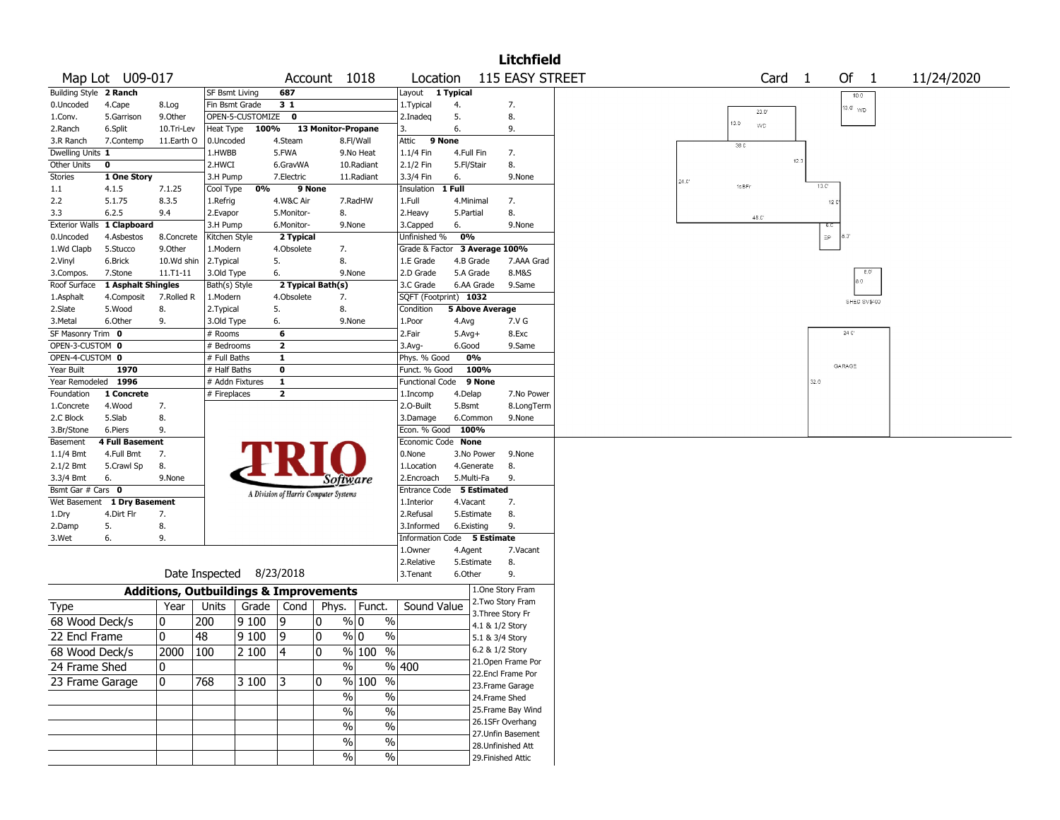# Litchfield

**Map Lot** U09-017 **Account** 1018 **Location** 115 EASY STREET **Card** 1 **Of** 1 11/24/2020

| Building Style | 2 Ranch | | SF Bsmt Living | 687 | | Layout | 1 Typical | |
|---|---|---|---|---|---|---|---|---|
| 0.Uncoded | 4.Cape | 8.Log | Fin Bsmt Grade | 3 1 | | 1.Typical | 4. | 7. |
| 1.Conv. | 5.Garrison | 9.Other | OPEN-5-CUSTOMIZE | 0 | | 2.Inadeq | 5. | 8. |
| 2.Ranch | 6.Split | 10.Tri-Lev | Heat Type 100% | 13 Monitor-Propane | | 3. | 6. | 9. |
| 3.R Ranch | 7.Contemp | 11.Earth O | 0.Uncoded | 4.Steam | 8.Fl/Wall | Attic | 9 None | |
| Dwelling Units | 1 | | 1.HWBB | 5.FWA | 9.No Heat | 1.1/4 Fin | 4.Full Fin | 7. |
| Other Units | 0 | | 2.HWCI | 6.GravWA | 10.Radiant | 2.1/2 Fin | 5.Fl/Stair | 8. |
| Stories | 1 One Story | | 3.H Pump | 7.Electric | 11.Radiant | 3.3/4 Fin | 6. | 9.None |
| 1.1 | 4.1.5 | 7.1.25 | Cool Type 0% | 9 None | | Insulation | 1 Full | |
| 2.2 | 5.1.75 | 8.3.5 | 1.Refrig | 4.W&C Air | 7.RadHW | 1.Full | 4.Minimal | 7. |
| 3.3 | 6.2.5 | 9.4 | 2.Evapor | 5.Monitor- | 8. | 2.Heavy | 5.Partial | 8. |
| Exterior Walls | 1 Clapboard | | 3.H Pump | 6.Monitor- | 9.None | 3.Capped | 6. | 9.None |
| 0.Uncoded | 4.Asbestos | 8.Concrete | Kitchen Style | 2 Typical | | Unfinished % | 0% | |
| 1.Wd Clapb | 5.Stucco | 9.Other | 1.Modern | 4.Obsolete | 7. | Grade & Factor | 3 Average 100% | |
| 2.Vinyl | 6.Brick | 10.Wd shin | 2.Typical | 5. | 8. | 1.E Grade | 4.B Grade | 7.AAA Grad |
| 3.Compos. | 7.Stone | 11.T1-11 | 3.Old Type | 6. | 9.None | 2.D Grade | 5.A Grade | 8.M&S |
| Roof Surface | 1 Asphalt Shingles | | Bath(s) Style | 2 Typical Bath(s) | | 3.C Grade | 6.AA Grade | 9.Same |
| 1.Asphalt | 4.Composit | 7.Rolled R | 1.Modern | 4.Obsolete | 7. | SQFT (Footprint) | 1032 | |
| 2.Slate | 5.Wood | 8. | 2.Typical | 5. | 8. | Condition | 5 Above Average | |
| 3.Metal | 6.Other | 9. | 3.Old Type | 6. | 9.None | 1.Poor | 4.Avg | 7.V G |
| SF Masonry Trim | 0 | | # Rooms | 6 | | 2.Fair | 5.Avg+ | 8.Exc |
| OPEN-3-CUSTOM | 0 | | # Bedrooms | 2 | | 3.Avg- | 6.Good | 9.Same |
| OPEN-4-CUSTOM | 0 | | # Full Baths | 1 | | Phys. % Good | 0% | |
| Year Built | 1970 | | # Half Baths | 0 | | Funct. % Good | 100% | |
| Year Remodeled | 1996 | | # Addn Fixtures | 1 | | Functional Code | 9 None | |
| Foundation | 1 Concrete | | # Fireplaces | 2 | | 1.Incomp | 4.Delap | 7.No Power |
| 1.Concrete | 4.Wood | 7. | | | | 2.O-Built | 5.Bsmt | 8.LongTerm |
| 2.C Block | 5.Slab | 8. | | | | 3.Damage | 6.Common | 9.None |
| 3.Br/Stone | 6.Piers | 9. | | | | Econ. % Good | 100% | |
| Basement | 4 Full Basement | | | | | Economic Code | None | |
| 1.1/4 Bmt | 4.Full Bmt | 7. | | | | 0.None | 3.No Power | 9.None |
| 2.1/2 Bmt | 5.Crawl Sp | 8. | | | | 1.Location | 4.Generate | 8. |
| 3.3/4 Bmt | 6. | 9.None | | | | 2.Encroach | 5.Multi-Fa | 9. |
| Bsmt Gar # Cars | 0 | | | | | Entrance Code | 5 Estimated | |
| Wet Basement | 1 Dry Basement | | | | | 1.Interior | 4.Vacant | 7. |
| 1.Dry | 4.Dirt Flr | 7. | | | | 2.Refusal | 5.Estimate | 8. |
| 2.Damp | 5. | 8. | | | | 3.Informed | 6.Existing | 9. |
| 3.Wet | 6. | 9. | | | | Information Code | 5 Estimate | |
| | | | | | | 1.Owner | 4.Agent | 7.Vacant |
| | | | | | | 2.Relative | 5.Estimate | 8. |
| | | | Date Inspected | 8/23/2018 | | 3.Tenant | 6.Other | 9. |

TRIO Software — A Division of Harris Computer Systems

## Additions, Outbuildings & Improvements

| Type | Year | Units | Grade | Cond | Phys. | Funct. | Sound Value |
|---|---|---|---|---|---|---|---|
| 68 Wood Deck/s | 0 | 200 | 9 100 | 9 | 0 % | 0 % | |
| 22 Encl Frame | 0 | 48 | 9 100 | 9 | 0 % | 0 % | |
| 68 Wood Deck/s | 2000 | 100 | 2 100 | 4 | 0 % | 100 % | |
| 24 Frame Shed | 0 | | | | % | % | 400 |
| 23 Frame Garage | 0 | 768 | 3 100 | 3 | 0 % | 100 % | |
| | | | | | % | % | |
| | | | | | % | % | |
| | | | | | % | % | |
| | | | | | % | % | |
| | | | | | % | % | |

1.One Story Fram
2.Two Story Fram
3.Three Story Fr
4.1 & 1/2 Story
5.1 & 3/4 Story
6.2 & 1/2 Story
21.Open Frame Por
22.Encl Frame Por
23.Frame Garage
24.Frame Shed
25.Frame Bay Wind
26.1SFr Overhang
27.Unfin Basement
28.Unfinished Att
29.Finished Attic

Sketch labels: 10.0, 10.0 WD, 20.0', 13.0 WD, 38.0', 12.0, 24.0', 1sBFr, 13.0', 12.0', 48.0', 6.0, EP, 6.0', 8.0', 8.0, SHED SV$-00, 24.0', GARAGE, 32.0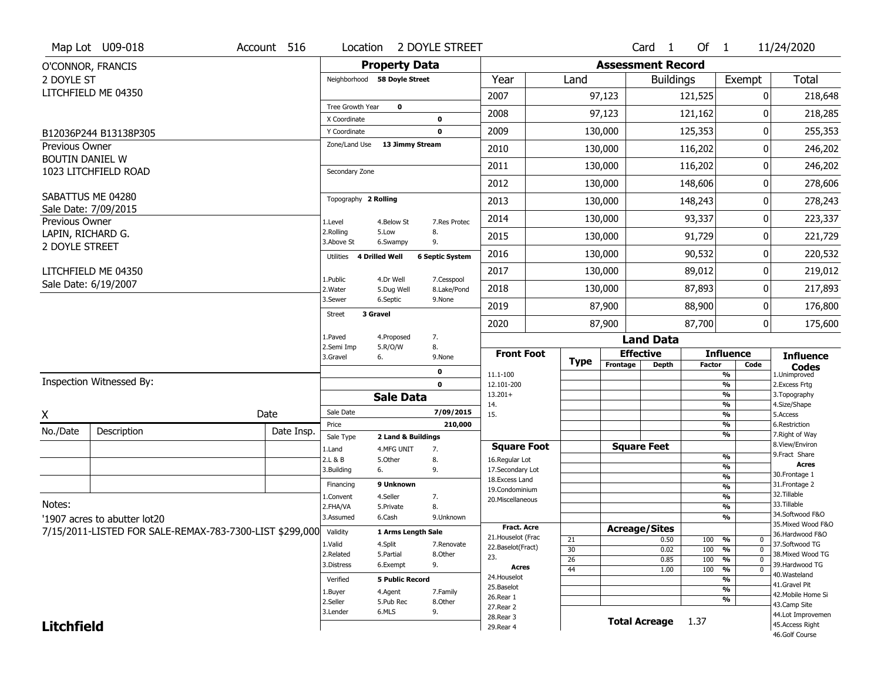Map Lot U09-018 | Account 516 | Location 2 DOYLE STREET | Card 1 Of 1 | 11/24/2020

O'CONNOR, FRANCIS
2 DOYLE ST
LITCHFIELD ME 04350

B12036P244 B13138P305

Previous Owner
BOUTIN DANIEL W
1023 LITCHFIELD ROAD

SABATTUS ME 04280
Sale Date: 7/09/2015

Previous Owner
LAPIN, RICHARD G.
2 DOYLE STREET

LITCHFIELD ME 04350
Sale Date: 6/19/2007

## Property Data

Neighborhood: 58 Doyle Street

Tree Growth Year: 0
X Coordinate: 0
Y Coordinate: 0
Zone/Land Use: 13 Jimmy Stream

Secondary Zone

Topography: 2 Rolling

| 1.Level | 4.Below St | 7.Res Protec |
|---|---|---|
| 2.Rolling | 5.Low | 8. |
| 3.Above St | 6.Swampy | 9. |

Utilities: 4 Drilled Well, 6 Septic System

| 1.Public | 4.Dr Well | 7.Cesspool |
|---|---|---|
| 2.Water | 5.Dug Well | 8.Lake/Pond |
| 3.Sewer | 6.Septic | 9.None |

Street: 3 Gravel

| 1.Paved | 4.Proposed | 7. |
|---|---|---|
| 2.Semi Imp | 5.R/O/W | 8. |
| 3.Gravel | 6. | 9.None |

0
0

## Sale Data

Sale Date: 7/09/2015
Price: 210,000
Sale Type: 2 Land & Buildings

| 1.Land | 4.MFG UNIT | 7. |
|---|---|---|
| 2.L & B | 5.Other | 8. |
| 3.Building | 6. | 9. |

Financing: 9 Unknown

| 1.Convent | 4.Seller | 7. |
|---|---|---|
| 2.FHA/VA | 5.Private | 8. |
| 3.Assumed | 6.Cash | 9.Unknown |

Validity: 1 Arms Length Sale

| 1.Valid | 4.Split | 7.Renovate |
|---|---|---|
| 2.Related | 5.Partial | 8.Other |
| 3.Distress | 6.Exempt | 9. |

Verified: 5 Public Record

| 1.Buyer | 4.Agent | 7.Family |
|---|---|---|
| 2.Seller | 5.Pub Rec | 8.Other |
| 3.Lender | 6.MLS | 9. |

## Assessment Record

| Year | Land | Buildings | Exempt | Total |
|---|---|---|---|---|
| 2007 | 97,123 | 121,525 | 0 | 218,648 |
| 2008 | 97,123 | 121,162 | 0 | 218,285 |
| 2009 | 130,000 | 125,353 | 0 | 255,353 |
| 2010 | 130,000 | 116,202 | 0 | 246,202 |
| 2011 | 130,000 | 116,202 | 0 | 246,202 |
| 2012 | 130,000 | 148,606 | 0 | 278,606 |
| 2013 | 130,000 | 148,243 | 0 | 278,243 |
| 2014 | 130,000 | 93,337 | 0 | 223,337 |
| 2015 | 130,000 | 91,729 | 0 | 221,729 |
| 2016 | 130,000 | 90,532 | 0 | 220,532 |
| 2017 | 130,000 | 89,012 | 0 | 219,012 |
| 2018 | 130,000 | 87,893 | 0 | 217,893 |
| 2019 | 87,900 | 88,900 | 0 | 176,800 |
| 2020 | 87,900 | 87,700 | 0 | 175,600 |

## Land Data

| Front Foot | Type | Effective Frontage | Effective Depth | Influence Factor | Influence Code |
|---|---|---|---|---|---|
| 11.1-100 | | | | % | |
| 12.101-200 | | | | % | |
| 13.201+ | | | | % | |
| 14. | | | | % | |
| 15. | | | | % | |

| Square Foot | Square Feet | Influence Factor |
|---|---|---|
| 16.Regular Lot | | % |
| 17.Secondary Lot | | % |
| 18.Excess Land | | % |
| 19.Condominium | | % |
| 20.Miscellaneous | | % |

| Fract. Acre / Acres | Type | Acreage/Sites | Influence Factor | Influence Code |
|---|---|---|---|---|
| 21.Houselot (Frac | 21 | 0.50 | 100 % | 0 |
| 22.Baselot(Fract) | 30 | 0.02 | 100 % | 0 |
| 23. | 26 | 0.85 | 100 % | 0 |
| 24.Houselot | 44 | 1.00 | 100 % | 0 |
| 25.Baselot | | | % | |
| 26.Rear 1 | | | % | |
| 27.Rear 2 | | | % | |
| 28.Rear 3 | | | | |
| 29.Rear 4 | | | | |

Total Acreage 1.37

### Influence Codes

1.Unimproved
2.Excess Frtg
3.Topography
4.Size/Shape
5.Access
6.Restriction
7.Right of Way
8.View/Environ
9.Fract Share

**Acres**
30.Frontage 1
31.Frontage 2
32.Tillable
33.Tillable
34.Softwood F&O
35.Mixed Wood F&O
36.Hardwood F&O
37.Softwood TG
38.Mixed Wood TG
39.Hardwood TG
40.Wasteland
41.Gravel Pit
42.Mobile Home Si
43.Camp Site
44.Lot Improvemen
45.Access Right
46.Golf Course

Inspection Witnessed By:

X ____________________ Date

| No./Date | Description | Date Insp. |
|---|---|---|
| | | |
| | | |
| | | |

Notes:
'1907 acres to abutter lot20
7/15/2011-LISTED FOR SALE-REMAX-783-7300-LIST $299,000

**Litchfield**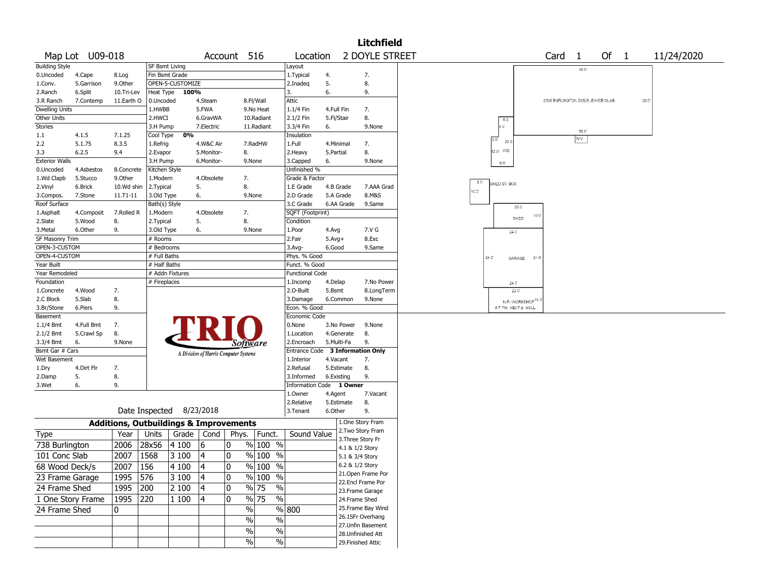# Litchfield

Map Lot U09-018 | Account 516 | Location 2 DOYLE STREET | Card 1 Of 1 | 11/24/2020

| Building Style | | | SF Bsmt Living | | | Layout | | |
|---|---|---|---|---|---|---|---|---|
| 0.Uncoded | 4.Cape | 8.Log | Fin Bsmt Grade | | | 1.Typical | 4. | 7. |
| 1.Conv. | 5.Garrison | 9.Other | OPEN-5-CUSTOMIZE | | | 2.Inadeq | 5. | 8. |
| 2.Ranch | 6.Split | 10.Tri-Lev | Heat Type 100% | | | 3. | 6. | 9. |
| 3.R Ranch | 7.Contemp | 11.Earth O | 0.Uncoded | 4.Steam | 8.Fl/Wall | Attic | | |
| Dwelling Units | | | 1.HWBB | 5.FWA | 9.No Heat | 1.1/4 Fin | 4.Full Fin | 7. |
| Other Units | | | 2.HWCI | 6.GravWA | 10.Radiant | 2.1/2 Fin | 5.Fl/Stair | 8. |
| Stories | | | 3.H Pump | 7.Electric | 11.Radiant | 3.3/4 Fin | 6. | 9.None |
| 1.1 | 4.1.5 | 7.1.25 | Cool Type 0% | | | Insulation | | |
| 2.2 | 5.1.75 | 8.3.5 | 1.Refrig | 4.W&C Air | 7.RadHW | 1.Full | 4.Minimal | 7. |
| 3.3 | 6.2.5 | 9.4 | 2.Evapor | 5.Monitor- | 8. | 2.Heavy | 5.Partial | 8. |
| Exterior Walls | | | 3.H Pump | 6.Monitor- | 9.None | 3.Capped | 6. | 9.None |
| 0.Uncoded | 4.Asbestos | 8.Concrete | Kitchen Style | | | Unfinished % | | |
| 1.Wd Clapb | 5.Stucco | 9.Other | 1.Modern | 4.Obsolete | 7. | Grade & Factor | | |
| 2.Vinyl | 6.Brick | 10.Wd shin | 2.Typical | 5. | 8. | 1.E Grade | 4.B Grade | 7.AAA Grad |
| 3.Compos. | 7.Stone | 11.T1-11 | 3.Old Type | 6. | 9.None | 2.D Grade | 5.A Grade | 8.M&S |
| Roof Surface | | | Bath(s) Style | | | 3.C Grade | 6.AA Grade | 9.Same |
| 1.Asphalt | 4.Composit | 7.Rolled R | 1.Modern | 4.Obsolete | 7. | SQFT (Footprint) | | |
| 2.Slate | 5.Wood | 8. | 2.Typical | 5. | 8. | Condition | | |
| 3.Metal | 6.Other | 9. | 3.Old Type | 6. | 9.None | 1.Poor | 4.Avg | 7.V G |
| SF Masonry Trim | | | # Rooms | | | 2.Fair | 5.Avg+ | 8.Exc |
| OPEN-3-CUSTOM | | | # Bedrooms | | | 3.Avg- | 6.Good | 9.Same |
| OPEN-4-CUSTOM | | | # Full Baths | | | Phys. % Good | | |
| Year Built | | | # Half Baths | | | Funct. % Good | | |
| Year Remodeled | | | # Addn Fixtures | | | Functional Code | | |
| Foundation | | | # Fireplaces | | | 1.Incomp | 4.Delap | 7.No Power |
| 1.Concrete | 4.Wood | 7. | | | | 2.O-Built | 5.Bsmt | 8.LongTerm |
| 2.C Block | 5.Slab | 8. | | | | 3.Damage | 6.Common | 9.None |
| 3.Br/Stone | 6.Piers | 9. | | | | Econ. % Good | | |
| Basement | | | | | | Economic Code | | |
| 1.1/4 Bmt | 4.Full Bmt | 7. | | | | 0.None | 3.No Power | 9.None |
| 2.1/2 Bmt | 5.Crawl Sp | 8. | | | | 1.Location | 4.Generate | 8. |
| 3.3/4 Bmt | 6. | 9.None | | | | 2.Encroach | 5.Multi-Fa | 9. |
| Bsmt Gar # Cars | | | | | | Entrance Code 3 Information Only | | |
| Wet Basement | | | | | | 1.Interior | 4.Vacant | 7. |
| 1.Dry | 4.Dirt Flr | 7. | | | | 2.Refusal | 5.Estimate | 8. |
| 2.Damp | 5. | 8. | | | | 3.Informed | 6.Existing | 9. |
| 3.Wet | 6. | 9. | | | | Information Code 1 Owner | | |
| | | | | | | 1.Owner | 4.Agent | 7.Vacant |
| | | | | | | 2.Relative | 5.Estimate | 8. |
| | | | Date Inspected 8/23/2018 | | | 3.Tenant | 6.Other | 9. |

TRIO Software — A Division of Harris Computer Systems

## Additions, Outbuildings & Improvements

| Type | Year | Units | Grade | Cond | Phys. | Funct. | Sound Value |
|---|---|---|---|---|---|---|---|
| 738 Burlington | 2006 | 28x56 | 4 100 | 6 | 0 % | 100 % | |
| 101 Conc Slab | 2007 | 1568 | 3 100 | 4 | 0 % | 100 % | |
| 68 Wood Deck/s | 2007 | 156 | 4 100 | 4 | 0 % | 100 % | |
| 23 Frame Garage | 1995 | 576 | 3 100 | 4 | 0 % | 100 % | |
| 24 Frame Shed | 1995 | 200 | 2 100 | 4 | 0 % | 75 % | |
| 1 One Story Frame | 1995 | 220 | 1 100 | 4 | 0 % | 75 % | |
| 24 Frame Shed | 0 | | | | % | % | 800 |
| | | | | | % | % | |
| | | | | | % | % | |
| | | | | | % | % | |

1.One Story Fram
2.Two Story Fram
3.Three Story Fr
4.1 & 1/2 Story
5.1 & 3/4 Story
6.2 & 1/2 Story
21.Open Frame Por
22.Encl Frame Por
23.Frame Garage
24.Frame Shed
25.Frame Bay Wind
26.1SFr Overhang
27.Unfin Basement
28.Unfinished Att
29.Finished Attic

Sketch labels: 2006 BURLINGTON DOUBLEWIDE/SLAB 56.0' x 28.0'; WD 20.0 x 12.0; N/V; SHED SV $800 8.0 x 10.0; SHED 20.0 x 10.0; GARAGE 24.0 x 24.0; 1sFr WORKSHOP 22.0 x 10.0 INT FIN HEAT & INSUL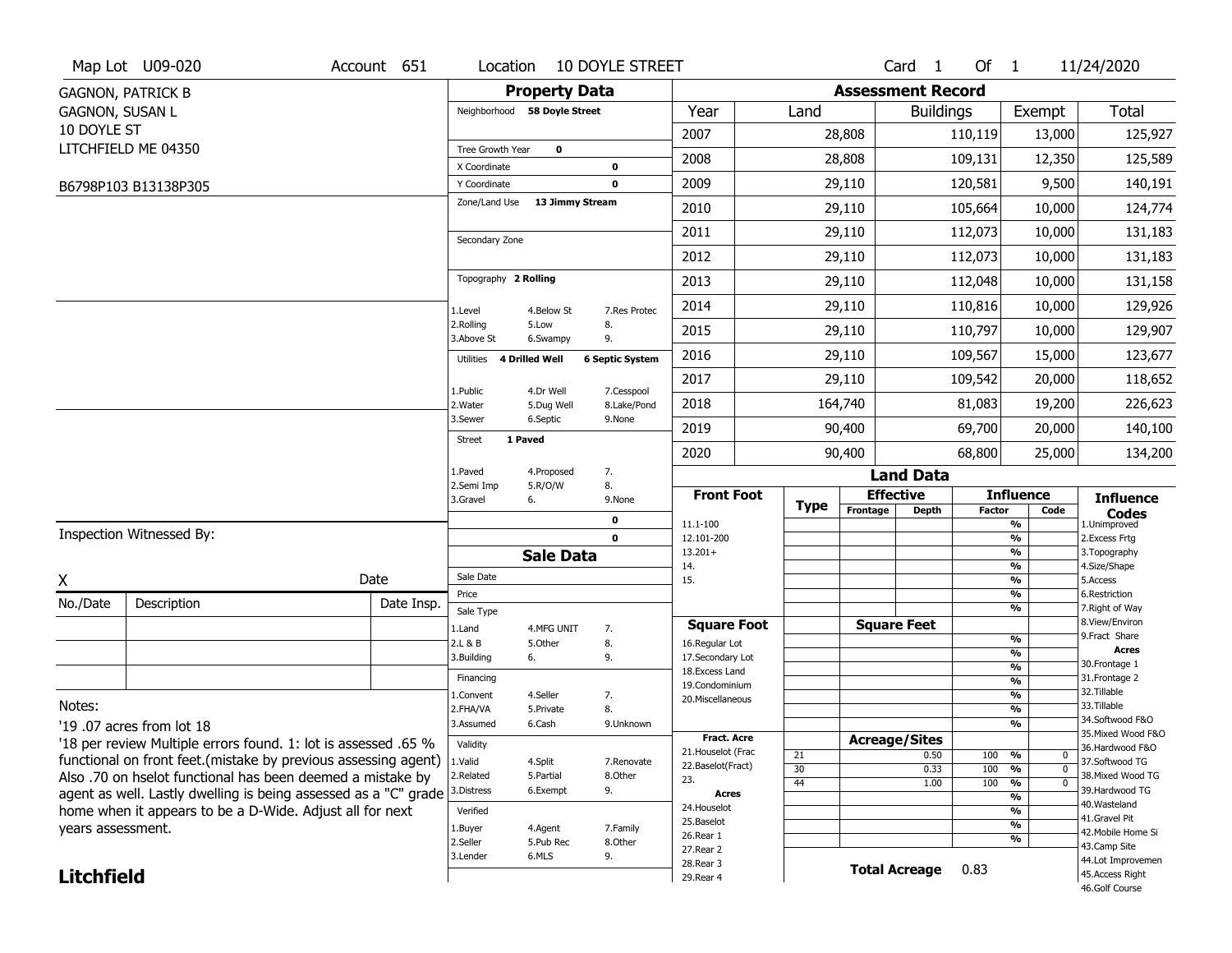Map Lot U09-020 | Account 651 | Location 10 DOYLE STREET | Card 1 Of 1 | 11/24/2020

GAGNON, PATRICK B
GAGNON, SUSAN L
10 DOYLE ST
LITCHFIELD ME 04350

B6798P103 B13138P305

## Property Data

Neighborhood 58 Doyle Street

Tree Growth Year 0
X Coordinate 0
Y Coordinate 0
Zone/Land Use 13 Jimmy Stream

Secondary Zone

Topography 2 Rolling

1.Level 4.Below St 7.Res Protec
2.Rolling 5.Low 8.
3.Above St 6.Swampy 9.

Utilities 4 Drilled Well 6 Septic System

1.Public 4.Dr Well 7.Cesspool
2.Water 5.Dug Well 8.Lake/Pond
3.Sewer 6.Septic 9.None

Street 1 Paved

1.Paved 4.Proposed 7.
2.Semi Imp 5.R/O/W 8.
3.Gravel 6. 9.None

0
0

## Sale Data

Sale Date
Price
Sale Type
1.Land 4.MFG UNIT 7.
2.L & B 5.Other 8.
3.Building 6. 9.

Financing
1.Convent 4.Seller 7.
2.FHA/VA 5.Private 8.
3.Assumed 6.Cash 9.Unknown

Validity
1.Valid 4.Split 7.Renovate
2.Related 5.Partial 8.Other
3.Distress 6.Exempt 9.

Verified
1.Buyer 4.Agent 7.Family
2.Seller 5.Pub Rec 8.Other
3.Lender 6.MLS 9.

## Assessment Record

| Year | Land | Buildings | Exempt | Total |
|---|---|---|---|---|
| 2007 | 28,808 | 110,119 | 13,000 | 125,927 |
| 2008 | 28,808 | 109,131 | 12,350 | 125,589 |
| 2009 | 29,110 | 120,581 | 9,500 | 140,191 |
| 2010 | 29,110 | 105,664 | 10,000 | 124,774 |
| 2011 | 29,110 | 112,073 | 10,000 | 131,183 |
| 2012 | 29,110 | 112,073 | 10,000 | 131,183 |
| 2013 | 29,110 | 112,048 | 10,000 | 131,158 |
| 2014 | 29,110 | 110,816 | 10,000 | 129,926 |
| 2015 | 29,110 | 110,797 | 10,000 | 129,907 |
| 2016 | 29,110 | 109,567 | 15,000 | 123,677 |
| 2017 | 29,110 | 109,542 | 20,000 | 118,652 |
| 2018 | 164,740 | 81,083 | 19,200 | 226,623 |
| 2019 | 90,400 | 69,700 | 20,000 | 140,100 |
| 2020 | 90,400 | 68,800 | 25,000 | 134,200 |

## Land Data

| Front Foot | Type | Effective Frontage | Effective Depth | Influence Factor | Influence Code |
|---|---|---|---|---|---|
| 11.1-100 | | | | % | |
| 12.101-200 | | | | % | |
| 13.201+ | | | | % | |
| 14. | | | | % | |
| 15. | | | | % | |

| Square Foot | | Square Feet | | |
|---|---|---|---|---|
| 16.Regular Lot | | | % | |
| 17.Secondary Lot | | | % | |
| 18.Excess Land | | | % | |
| 19.Condominium | | | % | |
| 20.Miscellaneous | | | % | |

| Fract. Acre | Type | Acreage/Sites | Factor | Code |
|---|---|---|---|---|
| 21.Houselot (Frac | 21 | 0.50 | 100 % | 0 |
| 22.Baselot(Fract) | 30 | 0.33 | 100 % | 0 |
| 23. | 44 | 1.00 | 100 % | 0 |
| Acres | | | % | |
| 24.Houselot | | | % | |
| 25.Baselot | | | % | |
| 26.Rear 1 | | | % | |
| 27.Rear 2 | | | | |
| 28.Rear 3 | | | | |
| 29.Rear 4 | | | | |

Total Acreage 0.83

**Influence Codes**
1.Unimproved
2.Excess Frtg
3.Topography
4.Size/Shape
5.Access
6.Restriction
7.Right of Way
8.View/Environ
9.Fract Share

**Acres**
30.Frontage 1
31.Frontage 2
32.Tillable
33.Tillable
34.Softwood F&O
35.Mixed Wood F&O
36.Hardwood F&O
37.Softwood TG
38.Mixed Wood TG
39.Hardwood TG
40.Wasteland
41.Gravel Pit
42.Mobile Home Si
43.Camp Site
44.Lot Improvemen
45.Access Right
46.Golf Course

Inspection Witnessed By:

X Date

| No./Date | Description | Date Insp. |
|---|---|---|
| | | |
| | | |
| | | |

Notes:
'19 .07 acres from lot 18
'18 per review Multiple errors found. 1: lot is assessed .65 % functional on front feet.(mistake by previous assessing agent) Also .70 on hselot functional has been deemed a mistake by agent as well. Lastly dwelling is being assessed as a "C" grade home when it appears to be a D-Wide. Adjust all for next years assessment.

**Litchfield**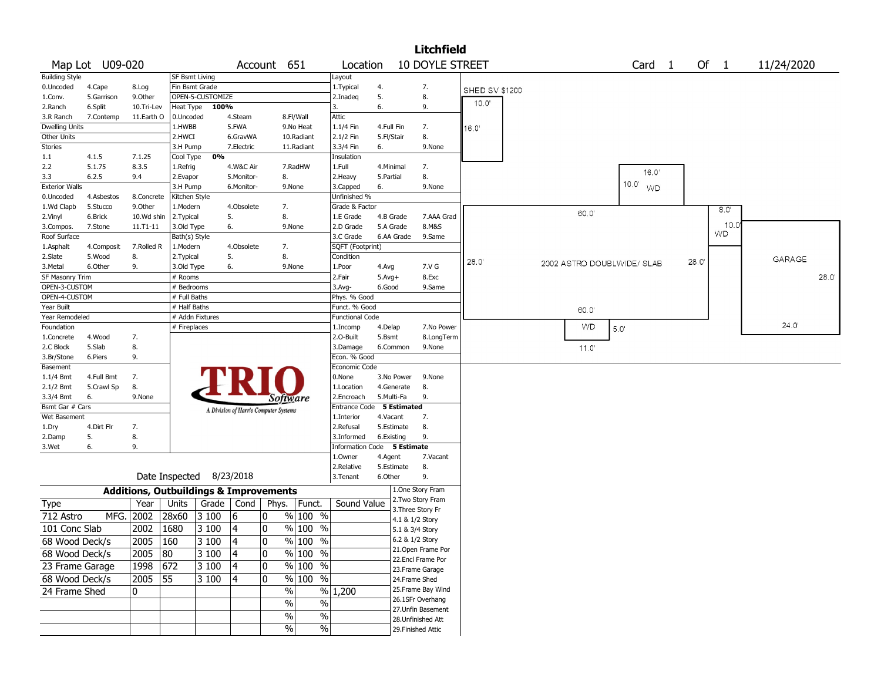# Litchfield

Map Lot U09-020 | Account 651 | Location 10 DOYLE STREET | Card 1 Of 1 | 11/24/2020

| Building Style | | | SF Bsmt Living | | | Layout | | |
|---|---|---|---|---|---|---|---|---|
| 0.Uncoded | 4.Cape | 8.Log | Fin Bsmt Grade | | | 1.Typical | 4. | 7. |
| 1.Conv. | 5.Garrison | 9.Other | OPEN-5-CUSTOMIZE | | | 2.Inadeq | 5. | 8. |
| 2.Ranch | 6.Split | 10.Tri-Lev | Heat Type **100%** | | | 3. | 6. | 9. |
| 3.R Ranch | 7.Contemp | 11.Earth O | 0.Uncoded | 4.Steam | 8.Fl/Wall | Attic | | |
| Dwelling Units | | | 1.HWBB | 5.FWA | 9.No Heat | 1.1/4 Fin | 4.Full Fin | 7. |
| Other Units | | | 2.HWCI | 6.GravWA | 10.Radiant | 2.1/2 Fin | 5.Fl/Stair | 8. |
| Stories | | | 3.H Pump | 7.Electric | 11.Radiant | 3.3/4 Fin | 6. | 9.None |
| 1.1 | 4.1.5 | 7.1.25 | Cool Type **0%** | | | Insulation | | |
| 2.2 | 5.1.75 | 8.3.5 | 1.Refrig | 4.W&C Air | 7.RadHW | 1.Full | 4.Minimal | 7. |
| 3.3 | 6.2.5 | 9.4 | 2.Evapor | 5.Monitor- | 8. | 2.Heavy | 5.Partial | 8. |
| Exterior Walls | | | 3.H Pump | 6.Monitor- | 9.None | 3.Capped | 6. | 9.None |
| 0.Uncoded | 4.Asbestos | 8.Concrete | Kitchen Style | | | Unfinished % | | |
| 1.Wd Clapb | 5.Stucco | 9.Other | 1.Modern | 4.Obsolete | 7. | Grade & Factor | | |
| 2.Vinyl | 6.Brick | 10.Wd shin | 2.Typical | 5. | 8. | 1.E Grade | 4.B Grade | 7.AAA Grad |
| 3.Compos. | 7.Stone | 11.T1-11 | 3.Old Type | 6. | 9.None | 2.D Grade | 5.A Grade | 8.M&S |
| Roof Surface | | | Bath(s) Style | | | 3.C Grade | 6.AA Grade | 9.Same |
| 1.Asphalt | 4.Composit | 7.Rolled R | 1.Modern | 4.Obsolete | 7. | SQFT (Footprint) | | |
| 2.Slate | 5.Wood | 8. | 2.Typical | 5. | 8. | Condition | | |
| 3.Metal | 6.Other | 9. | 3.Old Type | 6. | 9.None | 1.Poor | 4.Avg | 7.V G |
| SF Masonry Trim | | | # Rooms | | | 2.Fair | 5.Avg+ | 8.Exc |
| OPEN-3-CUSTOM | | | # Bedrooms | | | 3.Avg- | 6.Good | 9.Same |
| OPEN-4-CUSTOM | | | # Full Baths | | | Phys. % Good | | |
| Year Built | | | # Half Baths | | | Funct. % Good | | |
| Year Remodeled | | | # Addn Fixtures | | | Functional Code | | |
| Foundation | | | # Fireplaces | | | 1.Incomp | 4.Delap | 7.No Power |
| 1.Concrete | 4.Wood | 7. | | | | 2.O-Built | 5.Bsmt | 8.LongTerm |
| 2.C Block | 5.Slab | 8. | | | | 3.Damage | 6.Common | 9.None |
| 3.Br/Stone | 6.Piers | 9. | | | | Econ. % Good | | |
| Basement | | | | | | Economic Code | | |
| 1.1/4 Bmt | 4.Full Bmt | 7. | | | | 0.None | 3.No Power | 9.None |
| 2.1/2 Bmt | 5.Crawl Sp | 8. | | | | 1.Location | 4.Generate | 8. |
| 3.3/4 Bmt | 6. | 9.None | | | | 2.Encroach | 5.Multi-Fa | 9. |
| Bsmt Gar # Cars | | | | | | Entrance Code **5 Estimated** | | |
| Wet Basement | | | | | | 1.Interior | 4.Vacant | 7. |
| 1.Dry | 4.Dirt Flr | 7. | | | | 2.Refusal | 5.Estimate | 8. |
| 2.Damp | 5. | 8. | | | | 3.Informed | 6.Existing | 9. |
| 3.Wet | 6. | 9. | | | | Information Code **5 Estimate** | | |
| | | | | | | 1.Owner | 4.Agent | 7.Vacant |
| | | | | | | 2.Relative | 5.Estimate | 8. |
| | | | Date Inspected 8/23/2018 | | | 3.Tenant | 6.Other | 9. |

TRIO Software — A Division of Harris Computer Systems

## Additions, Outbuildings & Improvements

| Type | Year | Units | Grade | Cond | Phys. | Funct. | Sound Value |
|---|---|---|---|---|---|---|---|
| 712 Astro MFG. | 2002 | 28x60 | 3 100 | 6 | 0 % | 100 % | |
| 101 Conc Slab | 2002 | 1680 | 3 100 | 4 | 0 % | 100 % | |
| 68 Wood Deck/s | 2005 | 160 | 3 100 | 4 | 0 % | 100 % | |
| 68 Wood Deck/s | 2005 | 80 | 3 100 | 4 | 0 % | 100 % | |
| 23 Frame Garage | 1998 | 672 | 3 100 | 4 | 0 % | 100 % | |
| 68 Wood Deck/s | 2005 | 55 | 3 100 | 4 | 0 % | 100 % | |
| 24 Frame Shed | 0 | | | | % | % | 1,200 |
| | | | | | % | % | |
| | | | | | % | % | |
| | | | | | % | % | |

1.One Story Fram, 2.Two Story Fram, 3.Three Story Fr, 4.1 & 1/2 Story, 5.1 & 3/4 Story, 6.2 & 1/2 Story, 21.Open Frame Por, 22.Encl Frame Por, 23.Frame Garage, 24.Frame Shed, 25.Frame Bay Wind, 26.1SFr Overhang, 27.Unfin Basement, 28.Unfinished Att, 29.Finished Attic

Sketch labels: SHED SV $1200 (10.0' x 16.0'); WD 16.0' x 10.0'; 2002 ASTRO DOUBLWIDE/ SLAB 60.0' x 28.0'; WD 8.0' x 10.0'; GARAGE 24.0' x 28.0'; WD 11.0' x 5.0'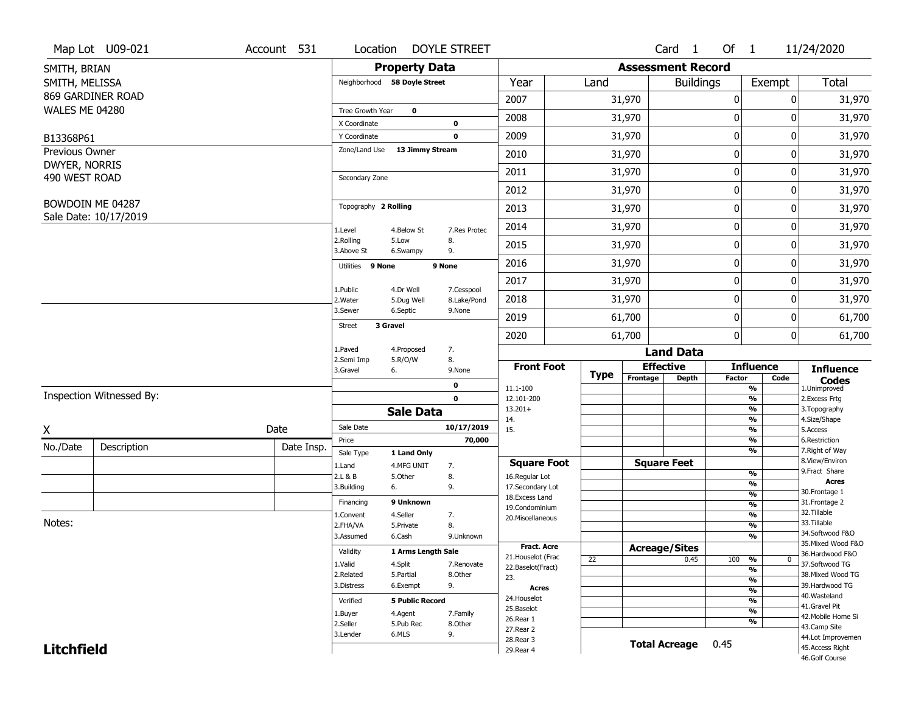Map Lot U09-021 | Account 531 | Location DOYLE STREET | Card 1 Of 1 | 11/24/2020

SMITH, BRIAN
SMITH, MELISSA
869 GARDINER ROAD
WALES ME 04280

B13368P61
Previous Owner
DWYER, NORRIS
490 WEST ROAD

BOWDOIN ME 04287
Sale Date: 10/17/2019

## Property Data

Neighborhood **58 Doyle Street**

Tree Growth Year **0**
X Coordinate **0**
Y Coordinate **0**
Zone/Land Use **13 Jimmy Stream**

Secondary Zone

Topography **2 Rolling**

1.Level 4.Below St 7.Res Protec
2.Rolling 5.Low 8.
3.Above St 6.Swampy 9.

Utilities **9 None** **9 None**

1.Public 4.Dr Well 7.Cesspool
2.Water 5.Dug Well 8.Lake/Pond
3.Sewer 6.Septic 9.None

Street **3 Gravel**

1.Paved 4.Proposed 7.
2.Semi Imp 5.R/O/W 8.
3.Gravel 6. 9.None

**0**
**0**

## Sale Data

Sale Date **10/17/2019**
Price **70,000**
Sale Type **1 Land Only**

1.Land 4.MFG UNIT 7.
2.L & B 5.Other 8.
3.Building 6. 9.

Financing **9 Unknown**

1.Convent 4.Seller 7.
2.FHA/VA 5.Private 8.
3.Assumed 6.Cash 9.Unknown

Validity **1 Arms Length Sale**

1.Valid 4.Split 7.Renovate
2.Related 5.Partial 8.Other
3.Distress 6.Exempt 9.

Verified **5 Public Record**

1.Buyer 4.Agent 7.Family
2.Seller 5.Pub Rec 8.Other
3.Lender 6.MLS 9.

## Assessment Record

| Year | Land | Buildings | Exempt | Total |
|---|---|---|---|---|
| 2007 | 31,970 | 0 | 0 | 31,970 |
| 2008 | 31,970 | 0 | 0 | 31,970 |
| 2009 | 31,970 | 0 | 0 | 31,970 |
| 2010 | 31,970 | 0 | 0 | 31,970 |
| 2011 | 31,970 | 0 | 0 | 31,970 |
| 2012 | 31,970 | 0 | 0 | 31,970 |
| 2013 | 31,970 | 0 | 0 | 31,970 |
| 2014 | 31,970 | 0 | 0 | 31,970 |
| 2015 | 31,970 | 0 | 0 | 31,970 |
| 2016 | 31,970 | 0 | 0 | 31,970 |
| 2017 | 31,970 | 0 | 0 | 31,970 |
| 2018 | 31,970 | 0 | 0 | 31,970 |
| 2019 | 61,700 | 0 | 0 | 61,700 |
| 2020 | 61,700 | 0 | 0 | 61,700 |

## Land Data

| Front Foot | Type | Effective Frontage | Effective Depth | Influence Factor | Influence Code |
|---|---|---|---|---|---|
| 11.1-100 | | | | % | |
| 12.101-200 | | | | % | |
| 13.201+ | | | | % | |
| 14. | | | | % | |
| 15. | | | | % | |
| | | | | % | |
| | | | | % | |
| **Square Foot** | | **Square Feet** | | | |
| 16.Regular Lot | | | | % | |
| 17.Secondary Lot | | | | % | |
| 18.Excess Land | | | | % | |
| 19.Condominium | | | | % | |
| 20.Miscellaneous | | | | % | |
| | | | | % | |
| | | | | % | |
| **Fract. Acre** | | **Acreage/Sites** | | | |
| 21.Houselot (Frac | 22 | | 0.45 | 100 % | 0 |
| 22.Baselot(Fract) | | | | % | |
| 23. | | | | % | |
| **Acres** | | | | % | |
| 24.Houselot | | | | % | |
| 25.Baselot | | | | % | |
| 26.Rear 1 | | | | % | |
| 27.Rear 2 | | | | | |
| 28.Rear 3 | | | | | |
| 29.Rear 4 | | | | | |

**Total Acreage** 0.45

**Influence Codes**
1.Unimproved
2.Excess Frtg
3.Topography
4.Size/Shape
5.Access
6.Restriction
7.Right of Way
8.View/Environ
9.Fract Share
**Acres**
30.Frontage 1
31.Frontage 2
32.Tillable
33.Tillable
34.Softwood F&O
35.Mixed Wood F&O
36.Hardwood F&O
37.Softwood TG
38.Mixed Wood TG
39.Hardwood TG
40.Wasteland
41.Gravel Pit
42.Mobile Home Si
43.Camp Site
44.Lot Improvemen
45.Access Right
46.Golf Course

Inspection Witnessed By:

X ____________________ Date

| No./Date | Description | Date Insp. |
|---|---|---|
| | | |
| | | |
| | | |

Notes:

**Litchfield**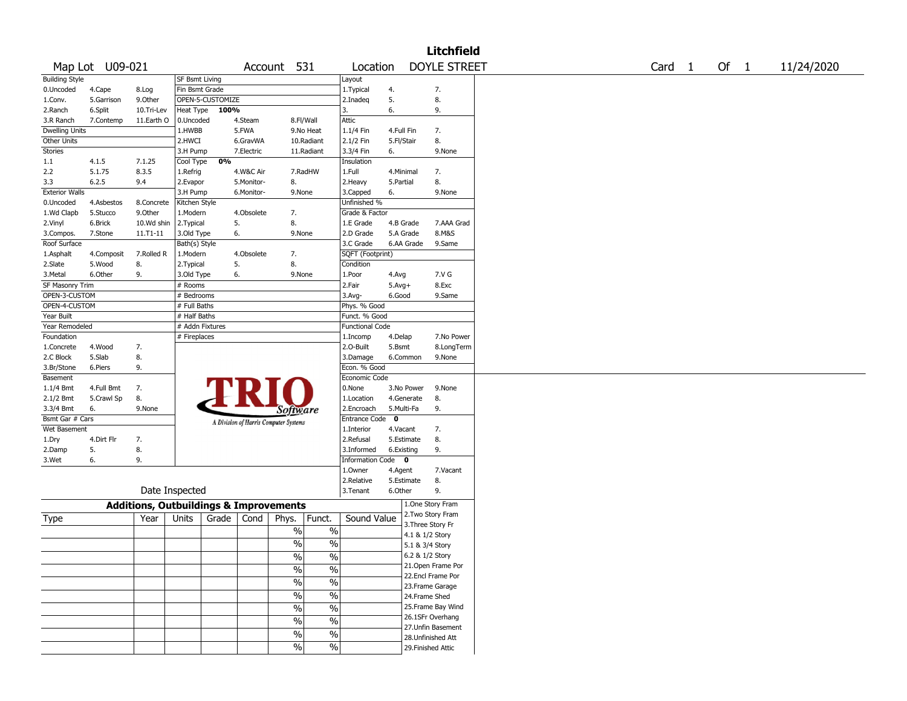# Litchfield

Map Lot U09-021 | Account 531 | Location DOYLE STREET | Card 1 Of 1 | 11/24/2020

| Building Style | | | SF Bsmt Living | | | Layout | | |
|---|---|---|---|---|---|---|---|---|
| 0.Uncoded | 4.Cape | 8.Log | Fin Bsmt Grade | | | 1.Typical | 4. | 7. |
| 1.Conv. | 5.Garrison | 9.Other | OPEN-5-CUSTOMIZE | | | 2.Inadeq | 5. | 8. |
| 2.Ranch | 6.Split | 10.Tri-Lev | Heat Type 100% | | | 3. | 6. | 9. |
| 3.R Ranch | 7.Contemp | 11.Earth O | 0.Uncoded | 4.Steam | 8.Fl/Wall | Attic | | |
| Dwelling Units | | | 1.HWBB | 5.FWA | 9.No Heat | 1.1/4 Fin | 4.Full Fin | 7. |
| Other Units | | | 2.HWCI | 6.GravWA | 10.Radiant | 2.1/2 Fin | 5.Fl/Stair | 8. |
| Stories | | | 3.H Pump | 7.Electric | 11.Radiant | 3.3/4 Fin | 6. | 9.None |
| 1.1 | 4.1.5 | 7.1.25 | Cool Type 0% | | | Insulation | | |
| 2.2 | 5.1.75 | 8.3.5 | 1.Refrig | 4.W&C Air | 7.RadHW | 1.Full | 4.Minimal | 7. |
| 3.3 | 6.2.5 | 9.4 | 2.Evapor | 5.Monitor- | 8. | 2.Heavy | 5.Partial | 8. |
| Exterior Walls | | | 3.H Pump | 6.Monitor- | 9.None | 3.Capped | 6. | 9.None |
| 0.Uncoded | 4.Asbestos | 8.Concrete | Kitchen Style | | | Unfinished % | | |
| 1.Wd Clapb | 5.Stucco | 9.Other | 1.Modern | 4.Obsolete | 7. | Grade & Factor | | |
| 2.Vinyl | 6.Brick | 10.Wd shin | 2.Typical | 5. | 8. | 1.E Grade | 4.B Grade | 7.AAA Grad |
| 3.Compos. | 7.Stone | 11.T1-11 | 3.Old Type | 6. | 9.None | 2.D Grade | 5.A Grade | 8.M&S |
| Roof Surface | | | Bath(s) Style | | | 3.C Grade | 6.AA Grade | 9.Same |
| 1.Asphalt | 4.Composit | 7.Rolled R | 1.Modern | 4.Obsolete | 7. | SQFT (Footprint) | | |
| 2.Slate | 5.Wood | 8. | 2.Typical | 5. | 8. | Condition | | |
| 3.Metal | 6.Other | 9. | 3.Old Type | 6. | 9.None | 1.Poor | 4.Avg | 7.V G |
| SF Masonry Trim | | | # Rooms | | | 2.Fair | 5.Avg+ | 8.Exc |
| OPEN-3-CUSTOM | | | # Bedrooms | | | 3.Avg- | 6.Good | 9.Same |
| OPEN-4-CUSTOM | | | # Full Baths | | | Phys. % Good | | |
| Year Built | | | # Half Baths | | | Funct. % Good | | |
| Year Remodeled | | | # Addn Fixtures | | | Functional Code | | |
| Foundation | | | # Fireplaces | | | 1.Incomp | 4.Delap | 7.No Power |
| 1.Concrete | 4.Wood | 7. | | | | 2.O-Built | 5.Bsmt | 8.LongTerm |
| 2.C Block | 5.Slab | 8. | | | | 3.Damage | 6.Common | 9.None |
| 3.Br/Stone | 6.Piers | 9. | | | | Econ. % Good | | |
| Basement | | | | | | Economic Code | | |
| 1.1/4 Bmt | 4.Full Bmt | 7. | | | | 0.None | 3.No Power | 9.None |
| 2.1/2 Bmt | 5.Crawl Sp | 8. | | | | 1.Location | 4.Generate | 8. |
| 3.3/4 Bmt | 6. | 9.None | | | | 2.Encroach | 5.Multi-Fa | 9. |
| Bsmt Gar # Cars | | | | | | Entrance Code 0 | | |
| Wet Basement | | | | | | 1.Interior | 4.Vacant | 7. |
| 1.Dry | 4.Dirt Flr | 7. | | | | 2.Refusal | 5.Estimate | 8. |
| 2.Damp | 5. | 8. | | | | 3.Informed | 6.Existing | 9. |
| 3.Wet | 6. | 9. | | | | Information Code 0 | | |
| | | | | | | 1.Owner | 4.Agent | 7.Vacant |
| | | | | | | 2.Relative | 5.Estimate | 8. |
| Date Inspected | | | | | | 3.Tenant | 6.Other | 9. |

TRIO Software — A Division of Harris Computer Systems

## Additions, Outbuildings & Improvements

| Type | Year | Units | Grade | Cond | Phys. | Funct. | Sound Value |
|---|---|---|---|---|---|---|---|
| | | | | | % | % | |
| | | | | | % | % | |
| | | | | | % | % | |
| | | | | | % | % | |
| | | | | | % | % | |
| | | | | | % | % | |
| | | | | | % | % | |
| | | | | | % | % | |
| | | | | | % | % | |
| | | | | | % | % | |

1.One Story Fram
2.Two Story Fram
3.Three Story Fr
4.1 & 1/2 Story
5.1 & 3/4 Story
6.2 & 1/2 Story
21.Open Frame Por
22.Encl Frame Por
23.Frame Garage
24.Frame Shed
25.Frame Bay Wind
26.1SFr Overhang
27.Unfin Basement
28.Unfinished Att
29.Finished Attic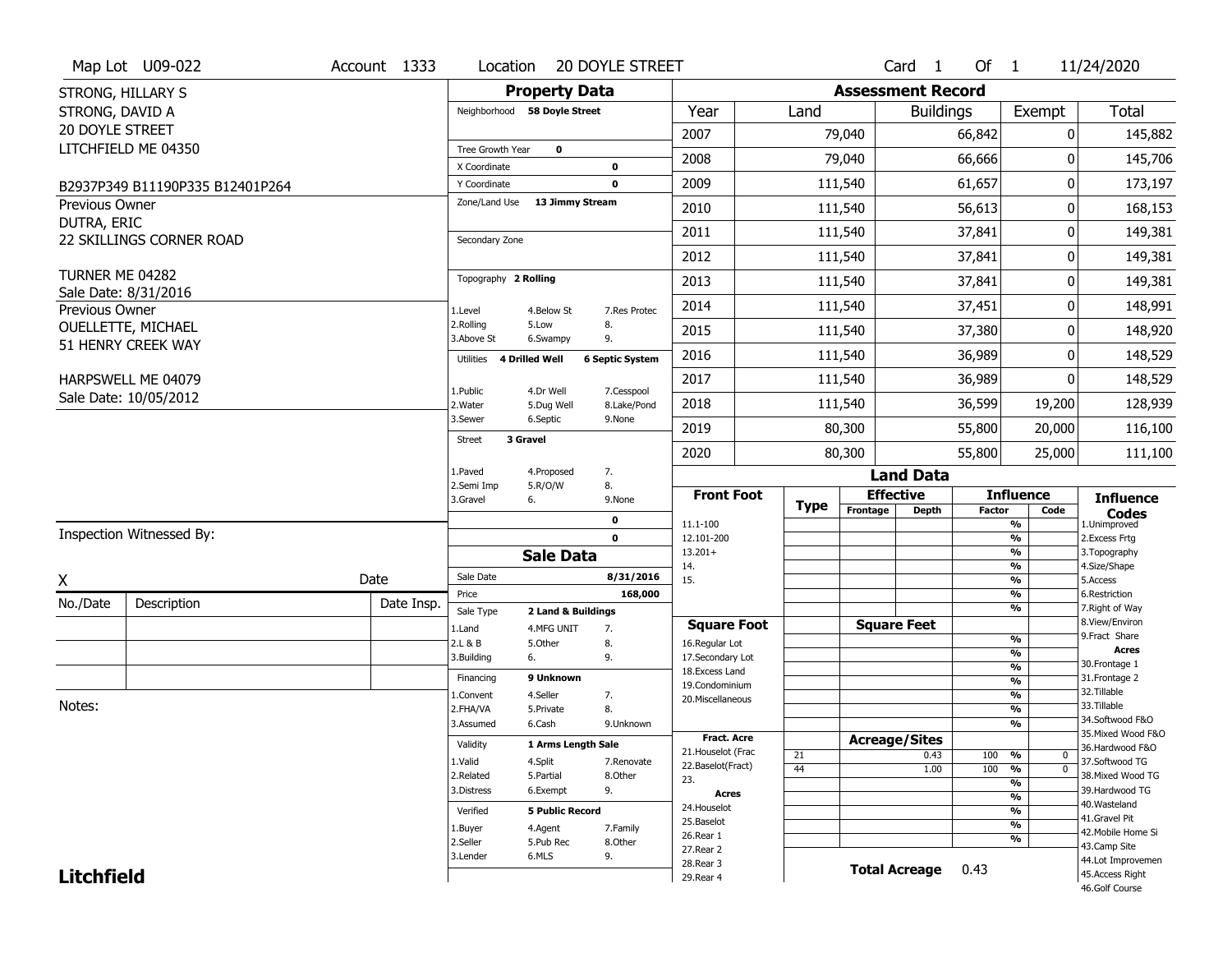Map Lot U09-022 | Account 1333 | Location 20 DOYLE STREET | Card 1 Of 1 | 11/24/2020

STRONG, HILLARY S
STRONG, DAVID A
20 DOYLE STREET
LITCHFIELD ME 04350

B2937P349 B11190P335 B12401P264

Previous Owner
DUTRA, ERIC
22 SKILLINGS CORNER ROAD

TURNER ME 04282
Sale Date: 8/31/2016

Previous Owner
OUELLETTE, MICHAEL
51 HENRY CREEK WAY

HARPSWELL ME 04079
Sale Date: 10/05/2012

## Property Data

Neighborhood **58 Doyle Street**

Tree Growth Year **0**
X Coordinate **0**
Y Coordinate **0**
Zone/Land Use **13 Jimmy Stream**

Secondary Zone

Topography **2 Rolling**

| | | |
|---|---|---|
| 1.Level | 4.Below St | 7.Res Protec |
| 2.Rolling | 5.Low | 8. |
| 3.Above St | 6.Swampy | 9. |

Utilities **4 Drilled Well** **6 Septic System**

| | | |
|---|---|---|
| 1.Public | 4.Dr Well | 7.Cesspool |
| 2.Water | 5.Dug Well | 8.Lake/Pond |
| 3.Sewer | 6.Septic | 9.None |

Street **3 Gravel**

| | | |
|---|---|---|
| 1.Paved | 4.Proposed | 7. |
| 2.Semi Imp | 5.R/O/W | 8. |
| 3.Gravel | 6. | 9.None |

**0**
**0**

## Sale Data

Sale Date **8/31/2016**
Price **168,000**
Sale Type **2 Land & Buildings**

| | | |
|---|---|---|
| 1.Land | 4.MFG UNIT | 7. |
| 2.L & B | 5.Other | 8. |
| 3.Building | 6. | 9. |

Financing **9 Unknown**

| | | |
|---|---|---|
| 1.Convent | 4.Seller | 7. |
| 2.FHA/VA | 5.Private | 8. |
| 3.Assumed | 6.Cash | 9.Unknown |

Validity **1 Arms Length Sale**

| | | |
|---|---|---|
| 1.Valid | 4.Split | 7.Renovate |
| 2.Related | 5.Partial | 8.Other |
| 3.Distress | 6.Exempt | 9. |

Verified **5 Public Record**

| | | |
|---|---|---|
| 1.Buyer | 4.Agent | 7.Family |
| 2.Seller | 5.Pub Rec | 8.Other |
| 3.Lender | 6.MLS | 9. |

## Assessment Record

| Year | Land | Buildings | Exempt | Total |
|---|---|---|---|---|
| 2007 | 79,040 | 66,842 | 0 | 145,882 |
| 2008 | 79,040 | 66,666 | 0 | 145,706 |
| 2009 | 111,540 | 61,657 | 0 | 173,197 |
| 2010 | 111,540 | 56,613 | 0 | 168,153 |
| 2011 | 111,540 | 37,841 | 0 | 149,381 |
| 2012 | 111,540 | 37,841 | 0 | 149,381 |
| 2013 | 111,540 | 37,841 | 0 | 149,381 |
| 2014 | 111,540 | 37,451 | 0 | 148,991 |
| 2015 | 111,540 | 37,380 | 0 | 148,920 |
| 2016 | 111,540 | 36,989 | 0 | 148,529 |
| 2017 | 111,540 | 36,989 | 0 | 148,529 |
| 2018 | 111,540 | 36,599 | 19,200 | 128,939 |
| 2019 | 80,300 | 55,800 | 20,000 | 116,100 |
| 2020 | 80,300 | 55,800 | 25,000 | 111,100 |

## Land Data

| Front Foot | Type | Effective Frontage | Effective Depth | Influence Factor | Influence Code |
|---|---|---|---|---|---|
| 11.1-100 | | | | % | |
| 12.101-200 | | | | % | |
| 13.201+ | | | | % | |
| 14. | | | | % | |
| 15. | | | | % | |
| | | | | % | |
| | | | | % | |
| **Square Foot** | | **Square Feet** | | | |
| 16.Regular Lot | | | | % | |
| 17.Secondary Lot | | | | % | |
| 18.Excess Land | | | | % | |
| 19.Condominium | | | | % | |
| 20.Miscellaneous | | | | % | |
| | | | | % | |
| | | | | % | |
| **Fract. Acre** | | **Acreage/Sites** | | | |
| 21.Houselot (Frac | 21 | | 0.43 | 100 % | 0 |
| 22.Baselot(Fract) | 44 | | 1.00 | 100 % | 0 |
| 23. | | | | % | |
| **Acres** | | | | % | |
| 24.Houselot | | | | % | |
| 25.Baselot | | | | % | |
| 26.Rear 1 | | | | % | |
| 27.Rear 2 | | | | | |
| 28.Rear 3 | | | | | |
| 29.Rear 4 | | | | | |

**Total Acreage** 0.43

**Influence Codes**
1.Unimproved
2.Excess Frtg
3.Topography
4.Size/Shape
5.Access
6.Restriction
7.Right of Way
8.View/Environ
9.Fract Share
**Acres**
30.Frontage 1
31.Frontage 2
32.Tillable
33.Tillable
34.Softwood F&O
35.Mixed Wood F&O
36.Hardwood F&O
37.Softwood TG
38.Mixed Wood TG
39.Hardwood TG
40.Wasteland
41.Gravel Pit
42.Mobile Home Si
43.Camp Site
44.Lot Improvemen
45.Access Right
46.Golf Course

Inspection Witnessed By:

X _______________ Date

| No./Date | Description | Date Insp. |
|---|---|---|
| | | |
| | | |
| | | |

Notes:

**Litchfield**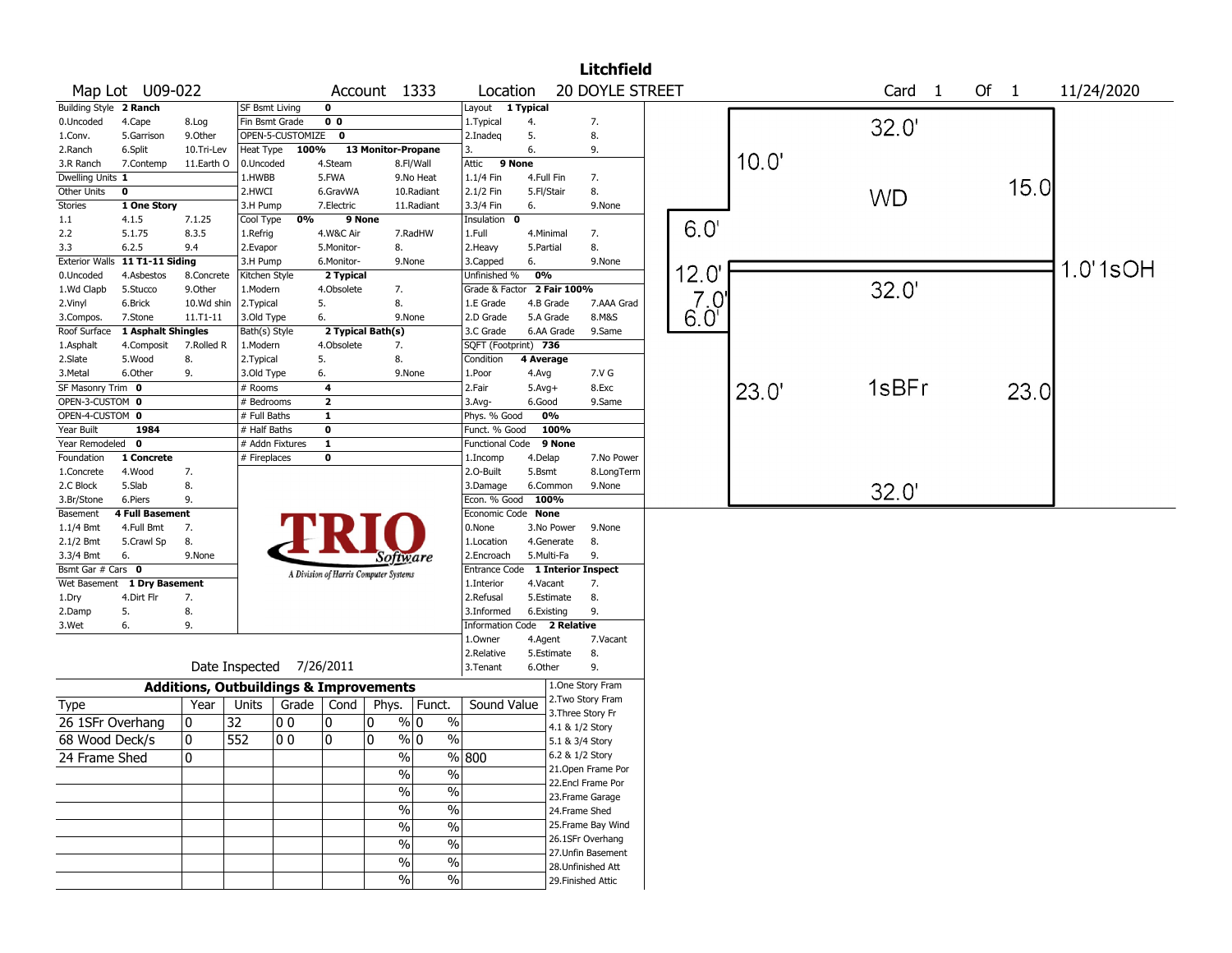# Litchfield

**Map Lot** U09-022 **Account** 1333 **Location** 20 DOYLE STREET **Card** 1 **Of** 1 11/24/2020

| Field | Value | | | |
|---|---|---|---|---|
| Building Style | 2 Ranch | | | |
| 0.Uncoded | 4.Cape | 8.Log | | |
| 1.Conv. | 5.Garrison | 9.Other | | |
| 2.Ranch | 6.Split | 10.Tri-Lev | | |
| 3.R Ranch | 7.Contemp | 11.Earth O | | |
| Dwelling Units | 1 | | | |
| Other Units | 0 | | | |
| Stories | 1 One Story | | | |
| 1.1 | 4.1.5 | 7.1.25 | | |
| 2.2 | 5.1.75 | 8.3.5 | | |
| 3.3 | 6.2.5 | 9.4 | | |
| Exterior Walls | 11 T1-11 Siding | | | |
| 0.Uncoded | 4.Asbestos | 8.Concrete | | |
| 1.Wd Clapb | 5.Stucco | 9.Other | | |
| 2.Vinyl | 6.Brick | 10.Wd shin | | |
| 3.Compos. | 7.Stone | 11.T1-11 | | |
| Roof Surface | 1 Asphalt Shingles | | | |
| 1.Asphalt | 4.Composit | 7.Rolled R | | |
| 2.Slate | 5.Wood | 8. | | |
| 3.Metal | 6.Other | 9. | | |
| SF Masonry Trim | 0 | | | |
| OPEN-3-CUSTOM | 0 | | | |
| OPEN-4-CUSTOM | 0 | | | |
| Year Built | 1984 | | | |
| Year Remodeled | 0 | | | |
| Foundation | 1 Concrete | | | |
| 1.Concrete | 4.Wood | 7. | | |
| 2.C Block | 5.Slab | 8. | | |
| 3.Br/Stone | 6.Piers | 9. | | |
| Basement | 4 Full Basement | | | |
| 1.1/4 Bmt | 4.Full Bmt | 7. | | |
| 2.1/2 Bmt | 5.Crawl Sp | 8. | | |
| 3.3/4 Bmt | 6. | 9.None | | |
| Bsmt Gar # Cars | 0 | | | |
| Wet Basement | 1 Dry Basement | | | |
| 1.Dry | 4.Dirt Flr | 7. | | |
| 2.Damp | 5. | 8. | | |
| 3.Wet | 6. | 9. | | |

| Field | Value | | |
|---|---|---|---|
| SF Bsmt Living | 0 | | |
| Fin Bsmt Grade | 0 0 | | |
| OPEN-5-CUSTOMIZE | 0 | | |
| Heat Type | 100% | 13 Monitor-Propane | |
| 0.Uncoded | 4.Steam | 8.Fl/Wall | |
| 1.HWBB | 5.FWA | 9.No Heat | |
| 2.HWCI | 6.GravWA | 10.Radiant | |
| 3.H Pump | 7.Electric | 11.Radiant | |
| Cool Type | 0% | 9 None | |
| 1.Refrig | 4.W&C Air | 7.RadHW | |
| 2.Evapor | 5.Monitor- | 8. | |
| 3.H Pump | 6.Monitor- | 9.None | |
| Kitchen Style | 2 Typical | | |
| 1.Modern | 4.Obsolete | 7. | |
| 2.Typical | 5. | 8. | |
| 3.Old Type | 6. | 9.None | |
| Bath(s) Style | 2 Typical Bath(s) | | |
| 1.Modern | 4.Obsolete | 7. | |
| 2.Typical | 5. | 8. | |
| 3.Old Type | 6. | 9.None | |
| # Rooms | 4 | | |
| # Bedrooms | 2 | | |
| # Full Baths | 1 | | |
| # Half Baths | 0 | | |
| # Addn Fixtures | 1 | | |
| # Fireplaces | 0 | | |

| Field | Value | | |
|---|---|---|---|
| Layout | 1 Typical | | |
| 1.Typical | 4. | 7. | |
| 2.Inadeq | 5. | 8. | |
| 3. | 6. | 9. | |
| Attic | 9 None | | |
| 1.1/4 Fin | 4.Full Fin | 7. | |
| 2.1/2 Fin | 5.Fl/Stair | 8. | |
| 3.3/4 Fin | 6. | 9.None | |
| Insulation | 0 | | |
| 1.Full | 4.Minimal | 7. | |
| 2.Heavy | 5.Partial | 8. | |
| 3.Capped | 6. | 9.None | |
| Unfinished % | 0% | | |
| Grade & Factor | 2 Fair 100% | | |
| 1.E Grade | 4.B Grade | 7.AAA Grad | |
| 2.D Grade | 5.A Grade | 8.M&S | |
| 3.C Grade | 6.AA Grade | 9.Same | |
| SQFT (Footprint) | 736 | | |
| Condition | 4 Average | | |
| 1.Poor | 4.Avg | 7.V G | |
| 2.Fair | 5.Avg+ | 8.Exc | |
| 3.Avg- | 6.Good | 9.Same | |
| Phys. % Good | 0% | | |
| Funct. % Good | 100% | | |
| Functional Code | 9 None | | |
| 1.Incomp | 4.Delap | 7.No Power | |
| 2.O-Built | 5.Bsmt | 8.LongTerm | |
| 3.Damage | 6.Common | 9.None | |
| Econ. % Good | 100% | | |
| Economic Code | None | | |
| 0.None | 3.No Power | 9.None | |
| 1.Location | 4.Generate | 8. | |
| 2.Encroach | 5.Multi-Fa | 9. | |
| Entrance Code | 1 Interior Inspect | | |
| 1.Interior | 4.Vacant | 7. | |
| 2.Refusal | 5.Estimate | 8. | |
| 3.Informed | 6.Existing | 9. | |
| Information Code | 2 Relative | | |
| 1.Owner | 4.Agent | 7.Vacant | |
| 2.Relative | 5.Estimate | 8. | |
| 3.Tenant | 6.Other | 9. | |

Date Inspected 7/26/2011

## Additions, Outbuildings & Improvements

| Type | Year | Units | Grade | Cond | Phys. | Funct. | Sound Value |
|---|---|---|---|---|---|---|---|
| 26 1SFr Overhang | 0 | 32 | 0 0 | 0 | 0 % | 0 % | |
| 68 Wood Deck/s | 0 | 552 | 0 0 | 0 | 0 % | 0 % | |
| 24 Frame Shed | 0 | | | | % | % | 800 |
| | | | | | % | % | |
| | | | | | % | % | |
| | | | | | % | % | |
| | | | | | % | % | |
| | | | | | % | % | |
| | | | | | % | % | |
| | | | | | % | % | |

1.One Story Fram
2.Two Story Fram
3.Three Story Fr
4.1 & 1/2 Story
5.1 & 3/4 Story
6.2 & 1/2 Story
21.Open Frame Por
22.Encl Frame Por
23.Frame Garage
24.Frame Shed
25.Frame Bay Wind
26.1SFr Overhang
27.Unfin Basement
28.Unfinished Att
29.Finished Attic

Sketch labels: WD 32.0' x 15.0 (10.0'); 1sBFr 32.0' x 23.0'; 1.0'1sOH; 6.0'; 12.0'; 7.0'; 6.0'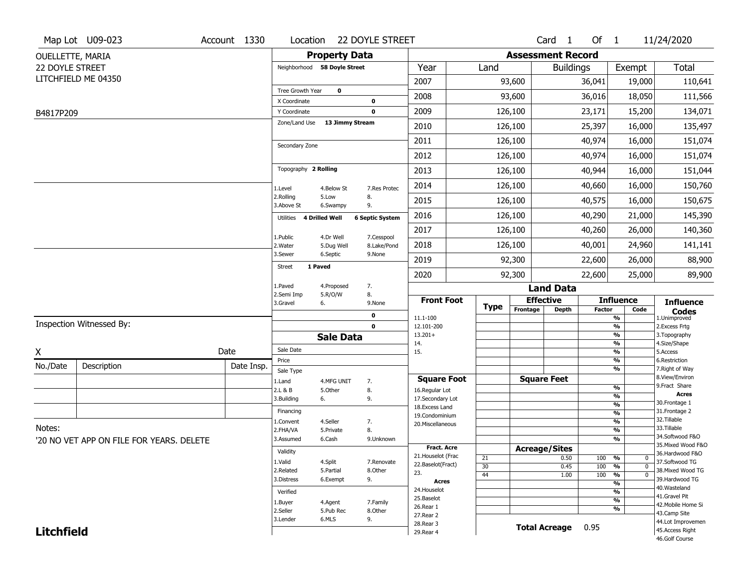Map Lot U09-023 | Account 1330 | Location 22 DOYLE STREET | Card 1 Of 1 | 11/24/2020

OUELLETTE, MARIA
22 DOYLE STREET
LITCHFIELD ME 04350

B4817P209

## Property Data

Neighborhood **58 Doyle Street**

Tree Growth Year **0**
X Coordinate **0**
Y Coordinate **0**
Zone/Land Use **13 Jimmy Stream**

Secondary Zone

Topography **2 Rolling**

| | | |
|---|---|---|
| 1.Level | 4.Below St | 7.Res Protec |
| 2.Rolling | 5.Low | 8. |
| 3.Above St | 6.Swampy | 9. |

Utilities **4 Drilled Well** **6 Septic System**

| | | |
|---|---|---|
| 1.Public | 4.Dr Well | 7.Cesspool |
| 2.Water | 5.Dug Well | 8.Lake/Pond |
| 3.Sewer | 6.Septic | 9.None |

Street **1 Paved**

| | | |
|---|---|---|
| 1.Paved | 4.Proposed | 7. |
| 2.Semi Imp | 5.R/O/W | 8. |
| 3.Gravel | 6. | 9.None |

0
0

## Assessment Record

| Year | Land | Buildings | Exempt | Total |
|---|---|---|---|---|
| 2007 | 93,600 | 36,041 | 19,000 | 110,641 |
| 2008 | 93,600 | 36,016 | 18,050 | 111,566 |
| 2009 | 126,100 | 23,171 | 15,200 | 134,071 |
| 2010 | 126,100 | 25,397 | 16,000 | 135,497 |
| 2011 | 126,100 | 40,974 | 16,000 | 151,074 |
| 2012 | 126,100 | 40,974 | 16,000 | 151,074 |
| 2013 | 126,100 | 40,944 | 16,000 | 151,044 |
| 2014 | 126,100 | 40,660 | 16,000 | 150,760 |
| 2015 | 126,100 | 40,575 | 16,000 | 150,675 |
| 2016 | 126,100 | 40,290 | 21,000 | 145,390 |
| 2017 | 126,100 | 40,260 | 26,000 | 140,360 |
| 2018 | 126,100 | 40,001 | 24,960 | 141,141 |
| 2019 | 92,300 | 22,600 | 26,000 | 88,900 |
| 2020 | 92,300 | 22,600 | 25,000 | 89,900 |

Inspection Witnessed By:

X ______________________ Date

| No./Date | Description | Date Insp. |
|---|---|---|
| | | |
| | | |
| | | |

Notes:
'20 NO VET APP ON FILE FOR YEARS. DELETE

## Sale Data

Sale Date
Price
Sale Type

| | | |
|---|---|---|
| 1.Land | 4.MFG UNIT | 7. |
| 2.L & B | 5.Other | 8. |
| 3.Building | 6. | 9. |

Financing

| | | |
|---|---|---|
| 1.Convent | 4.Seller | 7. |
| 2.FHA/VA | 5.Private | 8. |
| 3.Assumed | 6.Cash | 9.Unknown |

Validity

| | | |
|---|---|---|
| 1.Valid | 4.Split | 7.Renovate |
| 2.Related | 5.Partial | 8.Other |
| 3.Distress | 6.Exempt | 9. |

Verified

| | | |
|---|---|---|
| 1.Buyer | 4.Agent | 7.Family |
| 2.Seller | 5.Pub Rec | 8.Other |
| 3.Lender | 6.MLS | 9. |

## Land Data

| Front Foot | Type | Effective Frontage | Effective Depth | Influence Factor | Influence Code |
|---|---|---|---|---|---|
| 11.1-100 | | | | % | |
| 12.101-200 | | | | % | |
| 13.201+ | | | | % | |
| 14. | | | | % | |
| 15. | | | | % | |

| Square Foot | Square Feet | Influence Factor | Influence Code |
|---|---|---|---|
| 16.Regular Lot | | % | |
| 17.Secondary Lot | | % | |
| 18.Excess Land | | % | |
| 19.Condominium | | % | |
| 20.Miscellaneous | | % | |

| Fract. Acre / Acres | Type | Acreage/Sites | Influence Factor | Influence Code |
|---|---|---|---|---|
| 21.Houselot (Frac | 21 | 0.50 | 100 % | 0 |
| 22.Baselot(Fract) | 30 | 0.45 | 100 % | 0 |
| 23. | 44 | 1.00 | 100 % | 0 |
| 24.Houselot | | | % | |
| 25.Baselot | | | % | |
| 26.Rear 1 | | | % | |
| 27.Rear 2 | | | % | |
| 28.Rear 3 | | | | |
| 29.Rear 4 | | | | |

**Total Acreage** 0.95

### Influence Codes

1.Unimproved
2.Excess Frtg
3.Topography
4.Size/Shape
5.Access
6.Restriction
7.Right of Way
8.View/Environ
9.Fract Share

**Acres**

30.Frontage 1
31.Frontage 2
32.Tillable
33.Tillable
34.Softwood F&O
35.Mixed Wood F&O
36.Hardwood F&O
37.Softwood TG
38.Mixed Wood TG
39.Hardwood TG
40.Wasteland
41.Gravel Pit
42.Mobile Home Si
43.Camp Site
44.Lot Improvemen
45.Access Right
46.Golf Course

**Litchfield**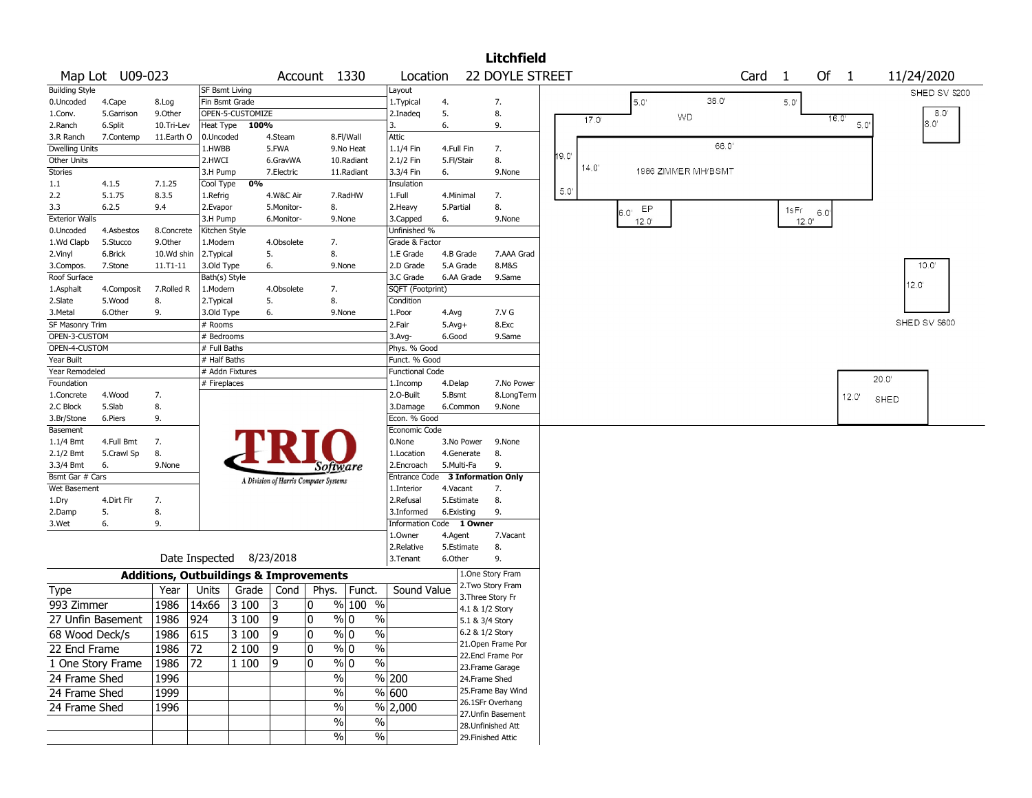# Litchfield

**Map Lot** U09-023 **Account** 1330 **Location** 22 DOYLE STREET **Card** 1 **Of** 1 11/24/2020

| Building Style | | | SF Bsmt Living | | | Layout | | |
|---|---|---|---|---|---|---|---|---|
| 0.Uncoded | 4.Cape | 8.Log | Fin Bsmt Grade | | | 1.Typical | 4. | 7. |
| 1.Conv. | 5.Garrison | 9.Other | OPEN-5-CUSTOMIZE | | | 2.Inadeq | 5. | 8. |
| 2.Ranch | 6.Split | 10.Tri-Lev | Heat Type 100% | | | 3. | 6. | 9. |
| 3.R Ranch | 7.Contemp | 11.Earth O | 0.Uncoded | 4.Steam | 8.Fl/Wall | Attic | | |
| Dwelling Units | | | 1.HWBB | 5.FWA | 9.No Heat | 1.1/4 Fin | 4.Full Fin | 7. |
| Other Units | | | 2.HWCI | 6.GravWA | 10.Radiant | 2.1/2 Fin | 5.Fl/Stair | 8. |
| Stories | | | 3.H Pump | 7.Electric | 11.Radiant | 3.3/4 Fin | 6. | 9.None |
| 1.1 | 4.1.5 | 7.1.25 | Cool Type 0% | | | Insulation | | |
| 2.2 | 5.1.75 | 8.3.5 | 1.Refrig | 4.W&C Air | 7.RadHW | 1.Full | 4.Minimal | 7. |
| 3.3 | 6.2.5 | 9.4 | 2.Evapor | 5.Monitor- | 8. | 2.Heavy | 5.Partial | 8. |
| Exterior Walls | | | 3.H Pump | 6.Monitor- | 9.None | 3.Capped | 6. | 9.None |
| 0.Uncoded | 4.Asbestos | 8.Concrete | Kitchen Style | | | Unfinished % | | |
| 1.Wd Clapb | 5.Stucco | 9.Other | 1.Modern | 4.Obsolete | 7. | Grade & Factor | | |
| 2.Vinyl | 6.Brick | 10.Wd shin | 2.Typical | 5. | 8. | 1.E Grade | 4.B Grade | 7.AAA Grad |
| 3.Compos. | 7.Stone | 11.T1-11 | 3.Old Type | 6. | 9.None | 2.D Grade | 5.A Grade | 8.M&S |
| Roof Surface | | | Bath(s) Style | | | 3.C Grade | 6.AA Grade | 9.Same |
| 1.Asphalt | 4.Composit | 7.Rolled R | 1.Modern | 4.Obsolete | 7. | SQFT (Footprint) | | |
| 2.Slate | 5.Wood | 8. | 2.Typical | 5. | 8. | Condition | | |
| 3.Metal | 6.Other | 9. | 3.Old Type | 6. | 9.None | 1.Poor | 4.Avg | 7.V G |
| SF Masonry Trim | | | # Rooms | | | 2.Fair | 5.Avg+ | 8.Exc |
| OPEN-3-CUSTOM | | | # Bedrooms | | | 3.Avg- | 6.Good | 9.Same |
| OPEN-4-CUSTOM | | | # Full Baths | | | Phys. % Good | | |
| Year Built | | | # Half Baths | | | Funct. % Good | | |
| Year Remodeled | | | # Addn Fixtures | | | Functional Code | | |
| Foundation | | | # Fireplaces | | | 1.Incomp | 4.Delap | 7.No Power |
| 1.Concrete | 4.Wood | 7. | | | | 2.O-Built | 5.Bsmt | 8.LongTerm |
| 2.C Block | 5.Slab | 8. | | | | 3.Damage | 6.Common | 9.None |
| 3.Br/Stone | 6.Piers | 9. | | | | Econ. % Good | | |
| Basement | | | | | | Economic Code | | |
| 1.1/4 Bmt | 4.Full Bmt | 7. | | | | 0.None | 3.No Power | 9.None |
| 2.1/2 Bmt | 5.Crawl Sp | 8. | | | | 1.Location | 4.Generate | 8. |
| 3.3/4 Bmt | 6. | 9.None | | | | 2.Encroach | 5.Multi-Fa | 9. |
| Bsmt Gar # Cars | | | | | | Entrance Code 3 Information Only | | |
| Wet Basement | | | | | | 1.Interior | 4.Vacant | 7. |
| 1.Dry | 4.Dirt Flr | 7. | | | | 2.Refusal | 5.Estimate | 8. |
| 2.Damp | 5. | 8. | | | | 3.Informed | 6.Existing | 9. |
| 3.Wet | 6. | 9. | | | | Information Code 1 Owner | | |
| | | | | | | 1.Owner | 4.Agent | 7.Vacant |
| | | | | | | 2.Relative | 5.Estimate | 8. |
| Date Inspected 8/23/2018 | | | | | | 3.Tenant | 6.Other | 9. |

TRIO Software — A Division of Harris Computer Systems

## Additions, Outbuildings & Improvements

| Type | Year | Units | Grade | Cond | Phys. | Funct. | Sound Value |
|---|---|---|---|---|---|---|---|
| 993 Zimmer | 1986 | 14x66 | 3 100 | 3 | 0 % | 100 % | |
| 27 Unfin Basement | 1986 | 924 | 3 100 | 9 | 0 % | 0 % | |
| 68 Wood Deck/s | 1986 | 615 | 3 100 | 9 | 0 % | 0 % | |
| 22 Encl Frame | 1986 | 72 | 2 100 | 9 | 0 % | 0 % | |
| 1 One Story Frame | 1986 | 72 | 1 100 | 9 | 0 % | 0 % | |
| 24 Frame Shed | 1996 | | | | % | % | 200 |
| 24 Frame Shed | 1999 | | | | % | % | 600 |
| 24 Frame Shed | 1996 | | | | % | % | 2,000 |
| | | | | | % | % | |
| | | | | | % | % | |

1.One Story Fram
2.Two Story Fram
3.Three Story Fr
4.1 & 1/2 Story
5.1 & 3/4 Story
6.2 & 1/2 Story
21.Open Frame Por
22.Encl Frame Por
23.Frame Garage
24.Frame Shed
25.Frame Bay Wind
26.1SFr Overhang
27.Unfin Basement
28.Unfinished Att
29.Finished Attic

Sketch labels: WD; 5.0'; 36.0'; 5.0'; 17.0'; 16.0'; 5.0'; 66.0'; 19.0'; 14.0'; 1986 ZIMMER MH/BSMT; 5.0'; EP 6.0' 12.0'; 1sFr 6.0' 12.0'; SHED SV S200 8.0' 8.0'; 10.0' 12.0' SHED SV S600; 20.0' 12.0' SHED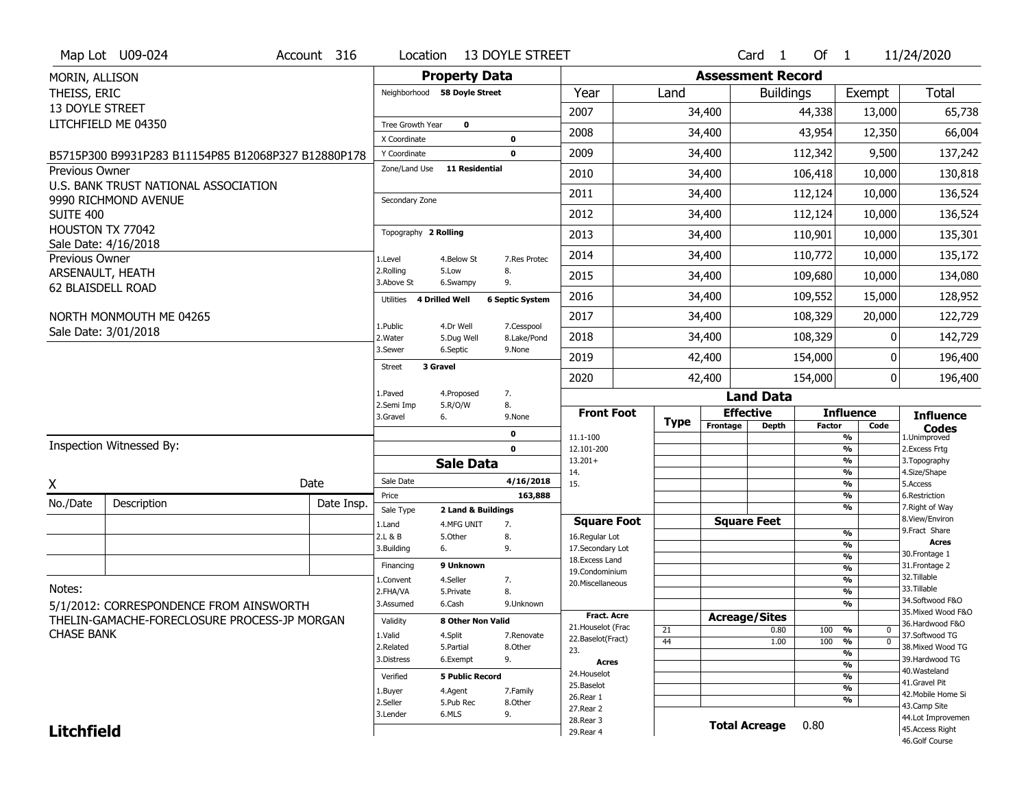Map Lot U09-024 | Account 316 | Location 13 DOYLE STREET | Card 1 Of 1 | 11/24/2020

MORIN, ALLISON
THEISS, ERIC
13 DOYLE STREET
LITCHFIELD ME 04350

B5715P300 B9931P283 B11154P85 B12068P327 B12880P178

Previous Owner
U.S. BANK TRUST NATIONAL ASSOCIATION
9990 RICHMOND AVENUE
SUITE 400
HOUSTON TX 77042
Sale Date: 4/16/2018

Previous Owner
ARSENAULT, HEATH
62 BLAISDELL ROAD

NORTH MONMOUTH ME 04265
Sale Date: 3/01/2018

## Property Data

Neighborhood **58 Doyle Street**

Tree Growth Year **0**
X Coordinate **0**
Y Coordinate **0**
Zone/Land Use **11 Residential**

Secondary Zone

Topography **2 Rolling**

| | | |
|---|---|---|
| 1.Level | 4.Below St | 7.Res Protec |
| 2.Rolling | 5.Low | 8. |
| 3.Above St | 6.Swampy | 9. |

Utilities **4 Drilled Well** **6 Septic System**

| | | |
|---|---|---|
| 1.Public | 4.Dr Well | 7.Cesspool |
| 2.Water | 5.Dug Well | 8.Lake/Pond |
| 3.Sewer | 6.Septic | 9.None |

Street **3 Gravel**

| | | |
|---|---|---|
| 1.Paved | 4.Proposed | 7. |
| 2.Semi Imp | 5.R/O/W | 8. |
| 3.Gravel | 6. | 9.None |

0
0

## Sale Data

Sale Date **4/16/2018**
Price **163,888**
Sale Type **2 Land & Buildings**

| | | |
|---|---|---|
| 1.Land | 4.MFG UNIT | 7. |
| 2.L & B | 5.Other | 8. |
| 3.Building | 6. | 9. |

Financing **9 Unknown**

| | | |
|---|---|---|
| 1.Convent | 4.Seller | 7. |
| 2.FHA/VA | 5.Private | 8. |
| 3.Assumed | 6.Cash | 9.Unknown |

Validity **8 Other Non Valid**

| | | |
|---|---|---|
| 1.Valid | 4.Split | 7.Renovate |
| 2.Related | 5.Partial | 8.Other |
| 3.Distress | 6.Exempt | 9. |

Verified **5 Public Record**

| | | |
|---|---|---|
| 1.Buyer | 4.Agent | 7.Family |
| 2.Seller | 5.Pub Rec | 8.Other |
| 3.Lender | 6.MLS | 9. |

## Assessment Record

| Year | Land | Buildings | Exempt | Total |
|---|---|---|---|---|
| 2007 | 34,400 | 44,338 | 13,000 | 65,738 |
| 2008 | 34,400 | 43,954 | 12,350 | 66,004 |
| 2009 | 34,400 | 112,342 | 9,500 | 137,242 |
| 2010 | 34,400 | 106,418 | 10,000 | 130,818 |
| 2011 | 34,400 | 112,124 | 10,000 | 136,524 |
| 2012 | 34,400 | 112,124 | 10,000 | 136,524 |
| 2013 | 34,400 | 110,901 | 10,000 | 135,301 |
| 2014 | 34,400 | 110,772 | 10,000 | 135,172 |
| 2015 | 34,400 | 109,680 | 10,000 | 134,080 |
| 2016 | 34,400 | 109,552 | 15,000 | 128,952 |
| 2017 | 34,400 | 108,329 | 20,000 | 122,729 |
| 2018 | 34,400 | 108,329 | 0 | 142,729 |
| 2019 | 42,400 | 154,000 | 0 | 196,400 |
| 2020 | 42,400 | 154,000 | 0 | 196,400 |

## Land Data

| Front Foot | Type | Effective Frontage | Effective Depth | Influence Factor | Influence Code |
|---|---|---|---|---|---|
| 11.1-100 | | | | % | |
| 12.101-200 | | | | % | |
| 13.201+ | | | | % | |
| 14. | | | | % | |
| 15. | | | | % | |
| | | | | % | |
| | | | | % | |
| **Square Foot** | | **Square Feet** | | | |
| 16.Regular Lot | | | | % | |
| 17.Secondary Lot | | | | % | |
| 18.Excess Land | | | | % | |
| 19.Condominium | | | | % | |
| 20.Miscellaneous | | | | % | |
| | | | | % | |
| | | | | % | |
| **Fract. Acre** | | **Acreage/Sites** | | | |
| 21.Houselot (Frac | 21 | | 0.80 | 100 % | 0 |
| 22.Baselot(Fract) | 44 | | 1.00 | 100 % | 0 |
| 23. | | | | % | |
| **Acres** | | | | % | |
| 24.Houselot | | | | % | |
| 25.Baselot | | | | % | |
| 26.Rear 1 | | | | % | |
| 27.Rear 2 | | | | | |
| 28.Rear 3 | | | | | |
| 29.Rear 4 | | | | | |

**Total Acreage** 0.80

**Influence Codes**
1.Unimproved
2.Excess Frtg
3.Topography
4.Size/Shape
5.Access
6.Restriction
7.Right of Way
8.View/Environ
9.Fract Share
**Acres**
30.Frontage 1
31.Frontage 2
32.Tillable
33.Tillable
34.Softwood F&O
35.Mixed Wood F&O
36.Hardwood F&O
37.Softwood TG
38.Mixed Wood TG
39.Hardwood TG
40.Wasteland
41.Gravel Pit
42.Mobile Home Si
43.Camp Site
44.Lot Improvemen
45.Access Right
46.Golf Course

Inspection Witnessed By:

X &nbsp;&nbsp;&nbsp;&nbsp; Date

| No./Date | Description | Date Insp. |
|---|---|---|
| | | |
| | | |
| | | |

Notes:
5/1/2012: CORRESPONDENCE FROM AINSWORTH THELIN-GAMACHE-FORECLOSURE PROCESS-JP MORGAN CHASE BANK

**Litchfield**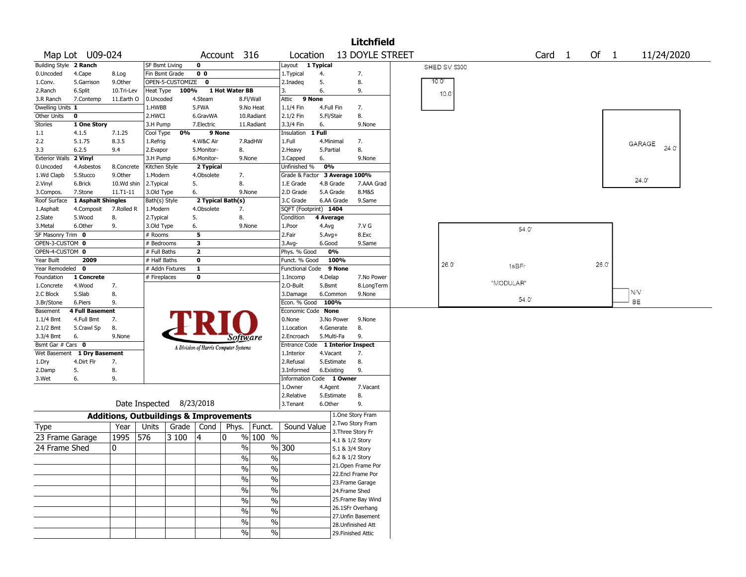# Litchfield

**Map Lot** U09-024 **Account** 316 **Location** 13 DOYLE STREET **Card** 1 **Of** 1 11/24/2020

| Field | Value | | | |
|---|---|---|---|---|
| Building Style | 2 Ranch | | | |
| 0.Uncoded | 4.Cape | 8.Log | | |
| 1.Conv. | 5.Garrison | 9.Other | | |
| 2.Ranch | 6.Split | 10.Tri-Lev | | |
| 3.R Ranch | 7.Contemp | 11.Earth O | | |
| Dwelling Units | 1 | | | |
| Other Units | 0 | | | |
| Stories | 1 One Story | | | |
| 1.1 | 4.1.5 | 7.1.25 | | |
| 2.2 | 5.1.75 | 8.3.5 | | |
| 3.3 | 6.2.5 | 9.4 | | |
| Exterior Walls | 2 Vinyl | | | |
| 0.Uncoded | 4.Asbestos | 8.Concrete | | |
| 1.Wd Clapb | 5.Stucco | 9.Other | | |
| 2.Vinyl | 6.Brick | 10.Wd shin | | |
| 3.Compos. | 7.Stone | 11.T1-11 | | |
| Roof Surface | 1 Asphalt Shingles | | | |
| 1.Asphalt | 4.Composit | 7.Rolled R | | |
| 2.Slate | 5.Wood | 8. | | |
| 3.Metal | 6.Other | 9. | | |
| SF Masonry Trim | 0 | | | |
| OPEN-3-CUSTOM | 0 | | | |
| OPEN-4-CUSTOM | 0 | | | |
| Year Built | 2009 | | | |
| Year Remodeled | 0 | | | |
| Foundation | 1 Concrete | | | |
| 1.Concrete | 4.Wood | 7. | | |
| 2.C Block | 5.Slab | 8. | | |
| 3.Br/Stone | 6.Piers | 9. | | |
| Basement | 4 Full Basement | | | |
| 1.1/4 Bmt | 4.Full Bmt | 7. | | |
| 2.1/2 Bmt | 5.Crawl Sp | 8. | | |
| 3.3/4 Bmt | 6. | 9.None | | |
| Bsmt Gar # Cars | 0 | | | |
| Wet Basement | 1 Dry Basement | | | |
| 1.Dry | 4.Dirt Flr | 7. | | |
| 2.Damp | 5. | 8. | | |
| 3.Wet | 6. | 9. | | |

| Field | Value | | |
|---|---|---|---|
| SF Bsmt Living | 0 | | |
| Fin Bsmt Grade | 0 0 | | |
| OPEN-5-CUSTOMIZE | 0 | | |
| Heat Type | 100% | 1 Hot Water BB | |
| 0.Uncoded | 4.Steam | 8.Fl/Wall | |
| 1.HWBB | 5.FWA | 9.No Heat | |
| 2.HWCI | 6.GravWA | 10.Radiant | |
| 3.H Pump | 7.Electric | 11.Radiant | |
| Cool Type | 0% | 9 None | |
| 1.Refrig | 4.W&C Air | 7.RadHW | |
| 2.Evapor | 5.Monitor- | 8. | |
| 3.H Pump | 6.Monitor- | 9.None | |
| Kitchen Style | 2 Typical | | |
| 1.Modern | 4.Obsolete | 7. | |
| 2.Typical | 5. | 8. | |
| 3.Old Type | 6. | 9.None | |
| Bath(s) Style | 2 Typical Bath(s) | | |
| 1.Modern | 4.Obsolete | 7. | |
| 2.Typical | 5. | 8. | |
| 3.Old Type | 6. | 9.None | |
| # Rooms | 5 | | |
| # Bedrooms | 3 | | |
| # Full Baths | 2 | | |
| # Half Baths | 0 | | |
| # Addn Fixtures | 1 | | |
| # Fireplaces | 0 | | |

| Field | Value | | |
|---|---|---|---|
| Layout | 1 Typical | | |
| 1.Typical | 4. | 7. | |
| 2.Inadeq | 5. | 8. | |
| 3. | 6. | 9. | |
| Attic | 9 None | | |
| 1.1/4 Fin | 4.Full Fin | 7. | |
| 2.1/2 Fin | 5.Fl/Stair | 8. | |
| 3.3/4 Fin | 6. | 9.None | |
| Insulation | 1 Full | | |
| 1.Full | 4.Minimal | 7. | |
| 2.Heavy | 5.Partial | 8. | |
| 3.Capped | 6. | 9.None | |
| Unfinished % | 0% | | |
| Grade & Factor | 3 Average 100% | | |
| 1.E Grade | 4.B Grade | 7.AAA Grad | |
| 2.D Grade | 5.A Grade | 8.M&S | |
| 3.C Grade | 6.AA Grade | 9.Same | |
| SQFT (Footprint) | 1404 | | |
| Condition | 4 Average | | |
| 1.Poor | 4.Avg | 7.V G | |
| 2.Fair | 5.Avg+ | 8.Exc | |
| 3.Avg- | 6.Good | 9.Same | |
| Phys. % Good | 0% | | |
| Funct. % Good | 100% | | |
| Functional Code | 9 None | | |
| 1.Incomp | 4.Delap | 7.No Power | |
| 2.O-Built | 5.Bsmt | 8.LongTerm | |
| 3.Damage | 6.Common | 9.None | |
| Econ. % Good | 100% | | |
| Economic Code | None | | |
| 0.None | 3.No Power | 9.None | |
| 1.Location | 4.Generate | 8. | |
| 2.Encroach | 5.Multi-Fa | 9. | |
| Entrance Code | 1 Interior Inspect | | |
| 1.Interior | 4.Vacant | 7. | |
| 2.Refusal | 5.Estimate | 8. | |
| 3.Informed | 6.Existing | 9. | |
| Information Code | 1 Owner | | |
| 1.Owner | 4.Agent | 7.Vacant | |
| 2.Relative | 5.Estimate | 8. | |
| 3.Tenant | 6.Other | 9. | |

Date Inspected 8/23/2018

## Additions, Outbuildings & Improvements

| Type | Year | Units | Grade | Cond | Phys. | Funct. | Sound Value |
|---|---|---|---|---|---|---|---|
| 23 Frame Garage | 1995 | 576 | 3 100 | 4 | 0 % | 100 % | |
| 24 Frame Shed | 0 | | | | % | % | 300 |
| | | | | | % | % | |
| | | | | | % | % | |
| | | | | | % | % | |
| | | | | | % | % | |
| | | | | | % | % | |
| | | | | | % | % | |
| | | | | | % | % | |

1.One Story Fram, 2.Two Story Fram, 3.Three Story Fr, 4.1 & 1/2 Story, 5.1 & 3/4 Story, 6.2 & 1/2 Story, 21.Open Frame Por, 22.Encl Frame Por, 23.Frame Garage, 24.Frame Shed, 25.Frame Bay Wind, 26.1SFr Overhang, 27.Unfin Basement, 28.Unfinished Att, 29.Finished Attic

SHED SV $300 — 10.0' x 10.0'

GARAGE — 24.0' x 24.0'

1sBFr "MODULAR" — 54.0' x 26.0'

N/V BE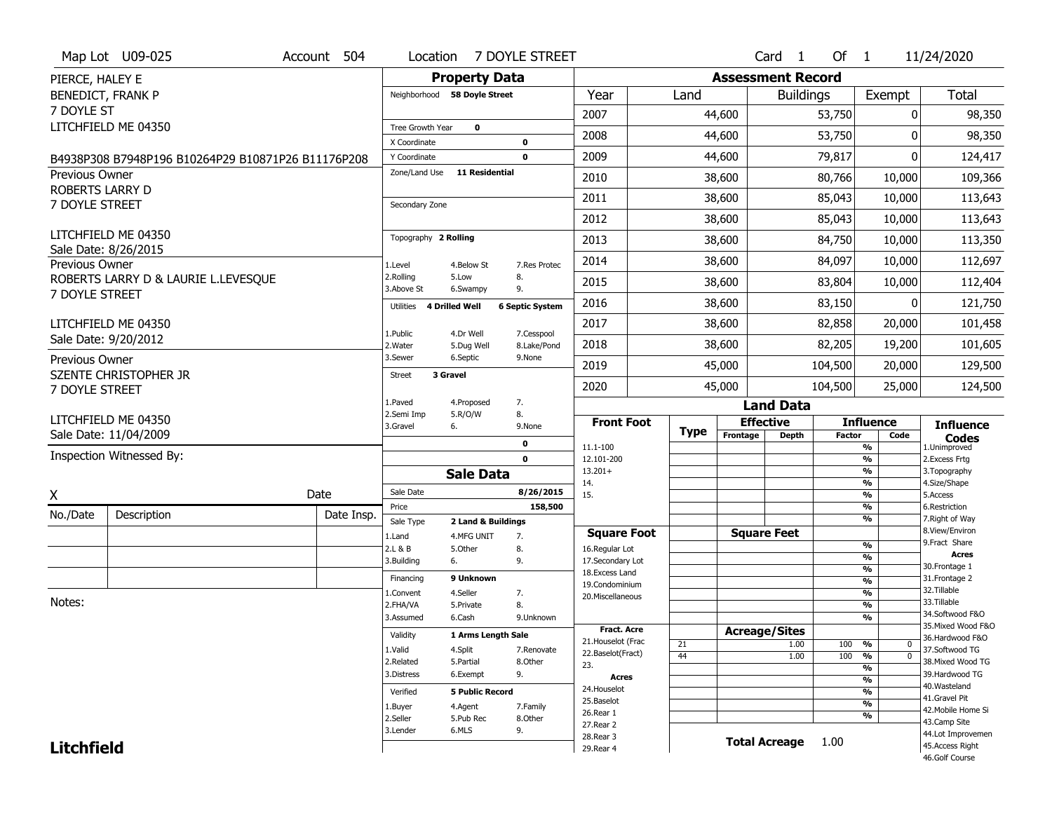Map Lot U09-025 | Account 504 | Location 7 DOYLE STREET | Card 1 Of 1 | 11/24/2020

PIERCE, HALEY E
BENEDICT, FRANK P
7 DOYLE ST
LITCHFIELD ME 04350

B4938P308 B7948P196 B10264P29 B10871P26 B11176P208

Previous Owner
ROBERTS LARRY D
7 DOYLE STREET

LITCHFIELD ME 04350
Sale Date: 8/26/2015

Previous Owner
ROBERTS LARRY D & LAURIE L.LEVESQUE
7 DOYLE STREET

LITCHFIELD ME 04350
Sale Date: 9/20/2012

Previous Owner
SZENTE CHRISTOPHER JR
7 DOYLE STREET

LITCHFIELD ME 04350
Sale Date: 11/04/2009

Inspection Witnessed By:

X Date

| No./Date | Description | Date Insp. |
|---|---|---|
| | | |
| | | |
| | | |

Notes:

## Property Data

Neighborhood **58 Doyle Street**

Tree Growth Year **0**
X Coordinate **0**
Y Coordinate **0**
Zone/Land Use **11 Residential**

Secondary Zone

Topography **2 Rolling**
1.Level 4.Below St 7.Res Protec
2.Rolling 5.Low 8.
3.Above St 6.Swampy 9.

Utilities **4 Drilled Well** **6 Septic System**
1.Public 4.Dr Well 7.Cesspool
2.Water 5.Dug Well 8.Lake/Pond
3.Sewer 6.Septic 9.None

Street **3 Gravel**
1.Paved 4.Proposed 7.
2.Semi Imp 5.R/O/W 8.
3.Gravel 6. 9.None

**0**
**0**

## Sale Data

Sale Date **8/26/2015**
Price **158,500**
Sale Type **2 Land & Buildings**
1.Land 4.MFG UNIT 7.
2.L & B 5.Other 8.
3.Building 6. 9.

Financing **9 Unknown**
1.Convent 4.Seller 7.
2.FHA/VA 5.Private 8.
3.Assumed 6.Cash 9.Unknown

Validity **1 Arms Length Sale**
1.Valid 4.Split 7.Renovate
2.Related 5.Partial 8.Other
3.Distress 6.Exempt 9.

Verified **5 Public Record**
1.Buyer 4.Agent 7.Family
2.Seller 5.Pub Rec 8.Other
3.Lender 6.MLS 9.

## Assessment Record

| Year | Land | Buildings | Exempt | Total |
|---|---|---|---|---|
| 2007 | 44,600 | 53,750 | 0 | 98,350 |
| 2008 | 44,600 | 53,750 | 0 | 98,350 |
| 2009 | 44,600 | 79,817 | 0 | 124,417 |
| 2010 | 38,600 | 80,766 | 10,000 | 109,366 |
| 2011 | 38,600 | 85,043 | 10,000 | 113,643 |
| 2012 | 38,600 | 85,043 | 10,000 | 113,643 |
| 2013 | 38,600 | 84,750 | 10,000 | 113,350 |
| 2014 | 38,600 | 84,097 | 10,000 | 112,697 |
| 2015 | 38,600 | 83,804 | 10,000 | 112,404 |
| 2016 | 38,600 | 83,150 | 0 | 121,750 |
| 2017 | 38,600 | 82,858 | 20,000 | 101,458 |
| 2018 | 38,600 | 82,205 | 19,200 | 101,605 |
| 2019 | 45,000 | 104,500 | 20,000 | 129,500 |
| 2020 | 45,000 | 104,500 | 25,000 | 124,500 |

## Land Data

| Front Foot | Type | Effective Frontage | Effective Depth | Influence Factor | Influence Code |
|---|---|---|---|---|---|
| 11.1-100 | | | | % | |
| 12.101-200 | | | | % | |
| 13.201+ | | | | % | |
| 14. | | | | % | |
| 15. | | | | % | |
| | | | | % | |
| | | | | % | |
| **Square Foot** | | **Square Feet** | | | |
| 16.Regular Lot | | | | % | |
| 17.Secondary Lot | | | | % | |
| 18.Excess Land | | | | % | |
| 19.Condominium | | | | % | |
| 20.Miscellaneous | | | | % | |
| | | | | % | |
| | | | | % | |
| **Fract. Acre** | | **Acreage/Sites** | | | |
| 21.Houselot (Frac | 21 | | 1.00 | 100 % | 0 |
| 22.Baselot(Fract) | 44 | | 1.00 | 100 % | 0 |
| 23. | | | | % | |
| **Acres** | | | | % | |
| 24.Houselot | | | | % | |
| 25.Baselot | | | | % | |
| 26.Rear 1 | | | | % | |
| 27.Rear 2 | | | | | |
| 28.Rear 3 | | | | | |
| 29.Rear 4 | | | | | |

**Total Acreage** 1.00

**Influence Codes**
1.Unimproved
2.Excess Frtg
3.Topography
4.Size/Shape
5.Access
6.Restriction
7.Right of Way
8.View/Environ
9.Fract Share
**Acres**
30.Frontage 1
31.Frontage 2
32.Tillable
33.Tillable
34.Softwood F&O
35.Mixed Wood F&O
36.Hardwood F&O
37.Softwood TG
38.Mixed Wood TG
39.Hardwood TG
40.Wasteland
41.Gravel Pit
42.Mobile Home Si
43.Camp Site
44.Lot Improvemen
45.Access Right
46.Golf Course

**Litchfield**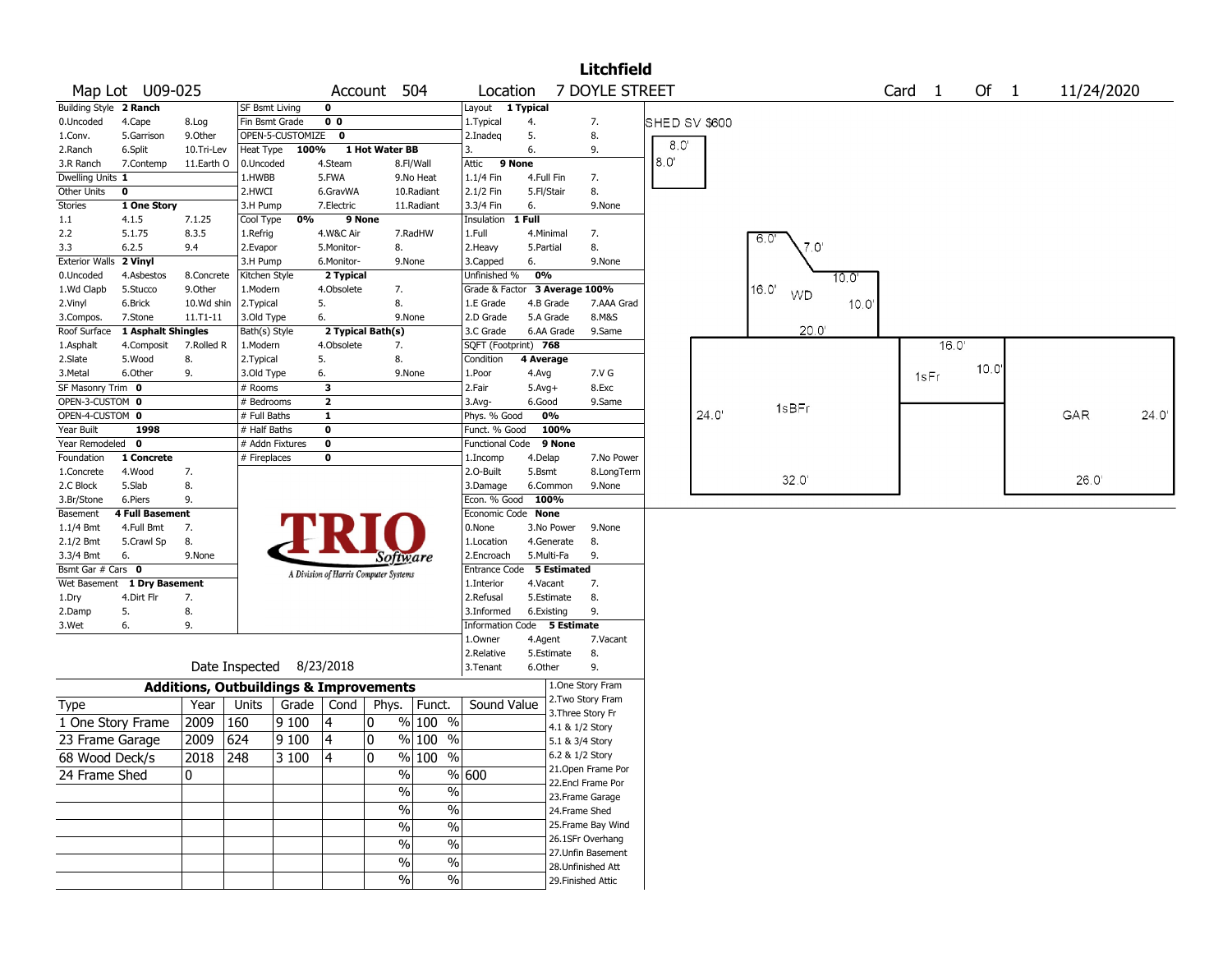# Litchfield

| Map Lot | U09-025 | Account | 504 | Location | 7 DOYLE STREET | Card | 1 | Of | 1 | 11/24/2020 |
|---|---|---|---|---|---|---|---|---|---|---|

| | | | | | | | | | | | |
|---|---|---|---|---|---|---|---|---|---|---|---|
| Building Style | 2 Ranch | | SF Bsmt Living | 0 | | | Layout | 1 Typical | | | |
| 0.Uncoded | 4.Cape | 8.Log | Fin Bsmt Grade | 0 0 | | | 1.Typical | 4. | | 7. | |
| 1.Conv. | 5.Garrison | 9.Other | OPEN-5-CUSTOMIZE | 0 | | | 2.Inadeq | 5. | | 8. | |
| 2.Ranch | 6.Split | 10.Tri-Lev | Heat Type | 100% | 1 Hot Water BB | | 3. | 6. | | 9. | |
| 3.R Ranch | 7.Contemp | 11.Earth O | 0.Uncoded | 4.Steam | | 8.Fl/Wall | Attic | 9 None | | | |
| Dwelling Units | 1 | | 1.HWBB | 5.FWA | | 9.No Heat | 1.1/4 Fin | 4.Full Fin | | 7. | |
| Other Units | 0 | | 2.HWCI | 6.GravWA | | 10.Radiant | 2.1/2 Fin | 5.Fl/Stair | | 8. | |
| Stories | 1 One Story | | 3.H Pump | 7.Electric | | 11.Radiant | 3.3/4 Fin | 6. | | 9.None | |
| 1.1 | 4.1.5 | 7.1.25 | Cool Type | 0% | 9 None | | Insulation | 1 Full | | | |
| 2.2 | 5.1.75 | 8.3.5 | 1.Refrig | 4.W&C Air | | 7.RadHW | 1.Full | 4.Minimal | | 7. | |
| 3.3 | 6.2.5 | 9.4 | 2.Evapor | 5.Monitor- | | 8. | 2.Heavy | 5.Partial | | 8. | |
| Exterior Walls | 2 Vinyl | | 3.H Pump | 6.Monitor- | | 9.None | 3.Capped | 6. | | 9.None | |
| 0.Uncoded | 4.Asbestos | 8.Concrete | Kitchen Style | 2 Typical | | | Unfinished % | 0% | | | |
| 1.Wd Clapb | 5.Stucco | 9.Other | 1.Modern | 4.Obsolete | | 7. | Grade & Factor | 3 Average 100% | | | |
| 2.Vinyl | 6.Brick | 10.Wd shin | 2.Typical | 5. | | 8. | 1.E Grade | 4.B Grade | | 7.AAA Grad | |
| 3.Compos. | 7.Stone | 11.T1-11 | 3.Old Type | 6. | | 9.None | 2.D Grade | 5.A Grade | | 8.M&S | |
| Roof Surface | 1 Asphalt Shingles | | Bath(s) Style | 2 Typical Bath(s) | | | 3.C Grade | 6.AA Grade | | 9.Same | |
| 1.Asphalt | 4.Composit | 7.Rolled R | 1.Modern | 4.Obsolete | | 7. | SQFT (Footprint) | 768 | | | |
| 2.Slate | 5.Wood | 8. | 2.Typical | 5. | | 8. | Condition | 4 Average | | | |
| 3.Metal | 6.Other | 9. | 3.Old Type | 6. | | 9.None | 1.Poor | 4.Avg | | 7.V G | |
| SF Masonry Trim | 0 | | # Rooms | 3 | | | 2.Fair | 5.Avg+ | | 8.Exc | |
| OPEN-3-CUSTOM | 0 | | # Bedrooms | 2 | | | 3.Avg- | 6.Good | | 9.Same | |
| OPEN-4-CUSTOM | 0 | | # Full Baths | 1 | | | Phys. % Good | 0% | | | |
| Year Built | 1998 | | # Half Baths | 0 | | | Funct. % Good | 100% | | | |
| Year Remodeled | 0 | | # Addn Fixtures | 0 | | | Functional Code | 9 None | | | |
| Foundation | 1 Concrete | | # Fireplaces | 0 | | | 1.Incomp | 4.Delap | | 7.No Power | |
| 1.Concrete | 4.Wood | 7. | | | | | 2.O-Built | 5.Bsmt | | 8.LongTerm | |
| 2.C Block | 5.Slab | 8. | | | | | 3.Damage | 6.Common | | 9.None | |
| 3.Br/Stone | 6.Piers | 9. | | | | | Econ. % Good | 100% | | | |
| Basement | 4 Full Basement | | | | | | Economic Code | None | | | |
| 1.1/4 Bmt | 4.Full Bmt | 7. | | | | | 0.None | 3.No Power | | 9.None | |
| 2.1/2 Bmt | 5.Crawl Sp | 8. | | | | | 1.Location | 4.Generate | | 8. | |
| 3.3/4 Bmt | 6. | 9.None | | | | | 2.Encroach | 5.Multi-Fa | | 9. | |
| Bsmt Gar # Cars | 0 | | | | | | Entrance Code | 5 Estimated | | | |
| Wet Basement | 1 Dry Basement | | | | | | 1.Interior | 4.Vacant | | 7. | |
| 1.Dry | 4.Dirt Flr | 7. | | | | | 2.Refusal | 5.Estimate | | 8. | |
| 2.Damp | 5. | 8. | | | | | 3.Informed | 6.Existing | | 9. | |
| 3.Wet | 6. | 9. | | | | | Information Code | 5 Estimate | | | |
| | | | | | | | 1.Owner | 4.Agent | | 7.Vacant | |
| | | | | | | | 2.Relative | 5.Estimate | | 8. | |
| | | | Date Inspected | 8/23/2018 | | | 3.Tenant | 6.Other | | 9. | |

TRIO Software
A Division of Harris Computer Systems

## Additions, Outbuildings & Improvements

| Type | Year | Units | Grade | Cond | Phys. | Funct. | Sound Value |
|---|---|---|---|---|---|---|---|
| 1 One Story Frame | 2009 | 160 | 9 100 | 4 | 0 % | 100 % | |
| 23 Frame Garage | 2009 | 624 | 9 100 | 4 | 0 % | 100 % | |
| 68 Wood Deck/s | 2018 | 248 | 3 100 | 4 | 0 % | 100 % | |
| 24 Frame Shed | 0 | | | | % | % | 600 |
| | | | | | % | % | |
| | | | | | % | % | |
| | | | | | % | % | |
| | | | | | % | % | |
| | | | | | % | % | |
| | | | | | % | % | |
| | | | | | % | % | |

1.One Story Fram
2.Two Story Fram
3.Three Story Fr
4.1 & 1/2 Story
5.1 & 3/4 Story
6.2 & 1/2 Story
21.Open Frame Por
22.Encl Frame Por
23.Frame Garage
24.Frame Shed
25.Frame Bay Wind
26.1SFr Overhang
27.Unfin Basement
28.Unfinished Att
29.Finished Attic

SHED SV $600
8.0'
8.0'
6.0'
7.0'
10.0'
16.0'
WD
10.0'
20.0'
16.0'
10.0'
1sFr
24.0'
1sBFr
GAR
24.0'
32.0'
26.0'